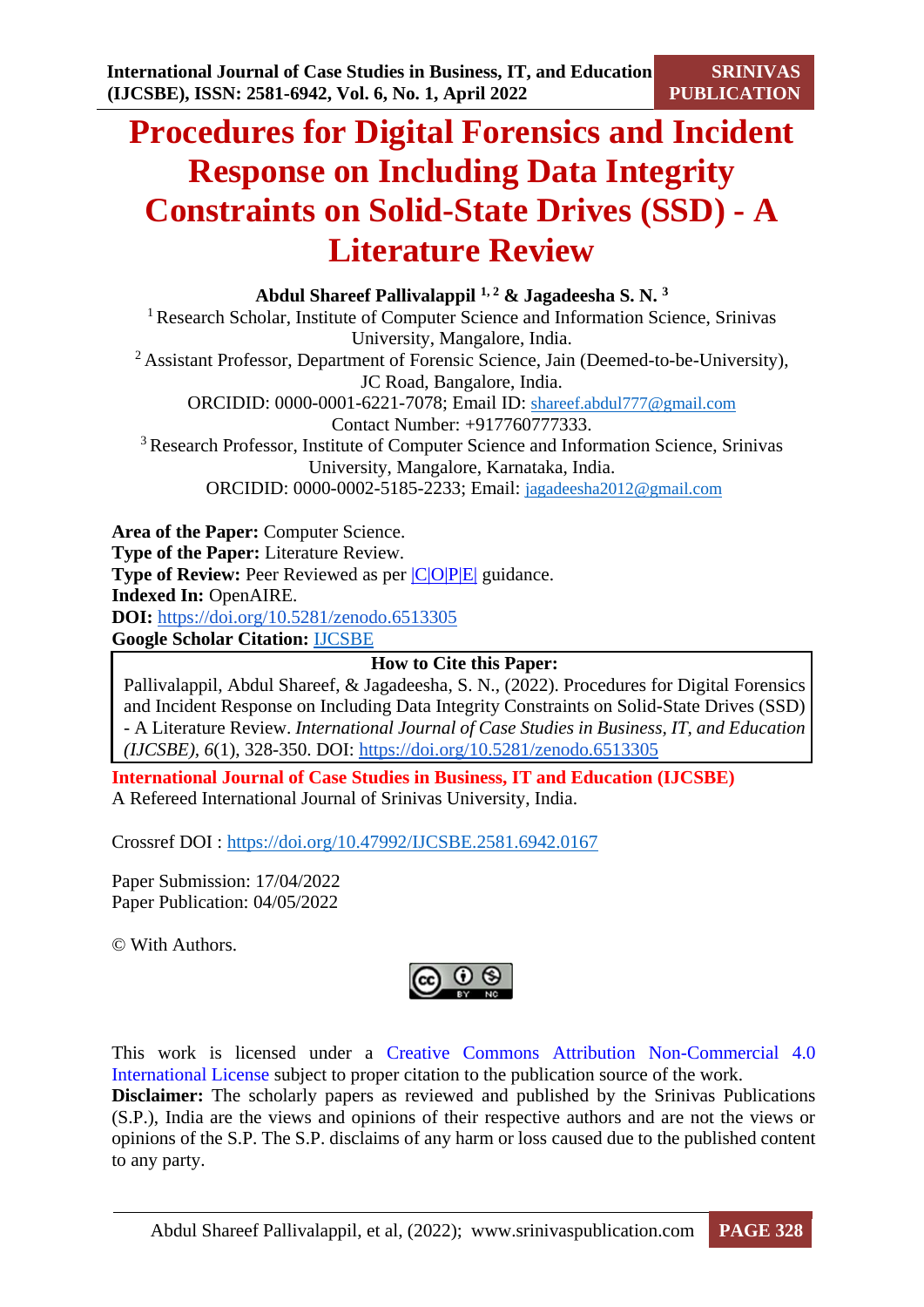# Procedures for Digital Forensics and Incident Response on Including Data Integrity Constraints on Solid-State Drives (SSD) - A Literature Review

**Abdul Shareef Pallivalappil [1, 2] & Jagadeesha S. N. [3]**

[1] Research Scholar, Institute of Computer Science and Information Science, Srinivas University, Mangalore, India.

[2] Assistant Professor, Department of Forensic Science, Jain (Deemed-to-be-University), JC Road, Bangalore, India.

ORCIDID: 0000-0001-6221-7078; Email ID: shareef.abdul777@gmail.com

Contact Number: +917760777333.

[3] Research Professor, Institute of Computer Science and Information Science, Srinivas University, Mangalore, Karnataka, India.

ORCIDID: 0000-0002-5185-2233; Email: jagadeesha2012@gmail.com

**Area of the Paper:** Computer Science.
**Type of the Paper:** Literature Review.
**Type of Review:** Peer Reviewed as per |C|O|P|E| guidance.
**Indexed In:** OpenAIRE.
**DOI:** https://doi.org/10.5281/zenodo.6513305
**Google Scholar Citation:** IJCSBE

**How to Cite this Paper:**

Pallivalappil, Abdul Shareef, & Jagadeesha, S. N., (2022). Procedures for Digital Forensics and Incident Response on Including Data Integrity Constraints on Solid-State Drives (SSD) - A Literature Review. *International Journal of Case Studies in Business, IT, and Education (IJCSBE), 6*(1), 328-350. DOI: https://doi.org/10.5281/zenodo.6513305

**International Journal of Case Studies in Business, IT and Education (IJCSBE)**
A Refereed International Journal of Srinivas University, India.

Crossref DOI : https://doi.org/10.47992/IJCSBE.2581.6942.0167

Paper Submission: 17/04/2022
Paper Publication: 04/05/2022

© With Authors.

This work is licensed under a Creative Commons Attribution Non-Commercial 4.0 International License subject to proper citation to the publication source of the work.

**Disclaimer:** The scholarly papers as reviewed and published by the Srinivas Publications (S.P.), India are the views and opinions of their respective authors and are not the views or opinions of the S.P. The S.P. disclaims of any harm or loss caused due to the published content to any party.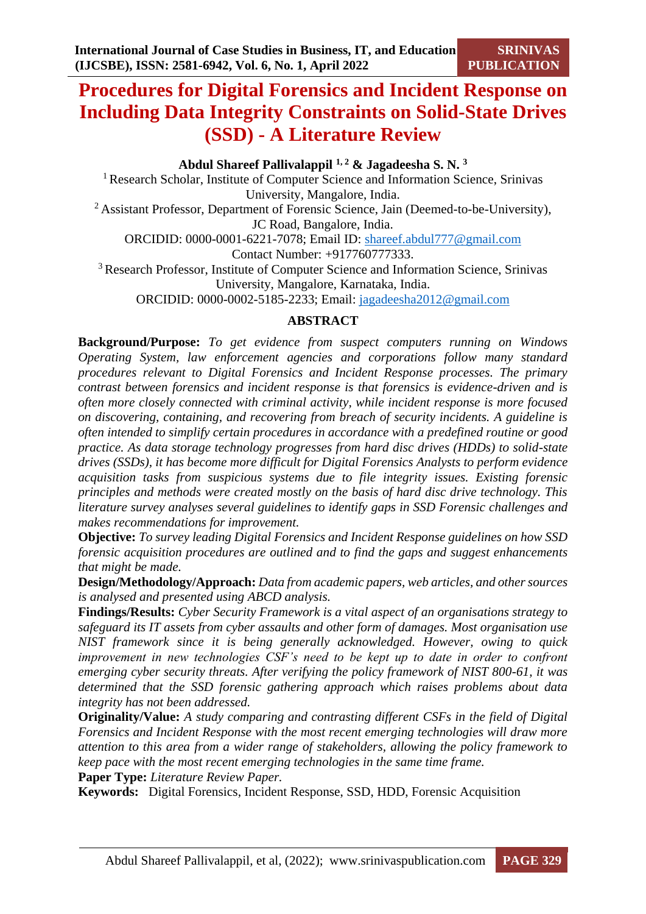# Procedures for Digital Forensics and Incident Response on Including Data Integrity Constraints on Solid-State Drives (SSD) - A Literature Review

**Abdul Shareef Pallivalappil [1, 2] & Jagadeesha S. N. [3]**

[1] Research Scholar, Institute of Computer Science and Information Science, Srinivas University, Mangalore, India.

[2] Assistant Professor, Department of Forensic Science, Jain (Deemed-to-be-University), JC Road, Bangalore, India.

ORCIDID: 0000-0001-6221-7078; Email ID: shareef.abdul777@gmail.com

Contact Number: +917760777333.

[3] Research Professor, Institute of Computer Science and Information Science, Srinivas University, Mangalore, Karnataka, India.

ORCIDID: 0000-0002-5185-2233; Email: jagadeesha2012@gmail.com

## ABSTRACT

**Background/Purpose:** *To get evidence from suspect computers running on Windows Operating System, law enforcement agencies and corporations follow many standard procedures relevant to Digital Forensics and Incident Response processes. The primary contrast between forensics and incident response is that forensics is evidence-driven and is often more closely connected with criminal activity, while incident response is more focused on discovering, containing, and recovering from breach of security incidents. A guideline is often intended to simplify certain procedures in accordance with a predefined routine or good practice. As data storage technology progresses from hard disc drives (HDDs) to solid-state drives (SSDs), it has become more difficult for Digital Forensics Analysts to perform evidence acquisition tasks from suspicious systems due to file integrity issues. Existing forensic principles and methods were created mostly on the basis of hard disc drive technology. This literature survey analyses several guidelines to identify gaps in SSD Forensic challenges and makes recommendations for improvement.*

**Objective:** *To survey leading Digital Forensics and Incident Response guidelines on how SSD forensic acquisition procedures are outlined and to find the gaps and suggest enhancements that might be made.*

**Design/Methodology/Approach:** *Data from academic papers, web articles, and other sources is analysed and presented using ABCD analysis.*

**Findings/Results:** *Cyber Security Framework is a vital aspect of an organisations strategy to safeguard its IT assets from cyber assaults and other form of damages. Most organisation use NIST framework since it is being generally acknowledged. However, owing to quick improvement in new technologies CSF's need to be kept up to date in order to confront emerging cyber security threats. After verifying the policy framework of NIST 800-61, it was determined that the SSD forensic gathering approach which raises problems about data integrity has not been addressed.*

**Originality/Value:** *A study comparing and contrasting different CSFs in the field of Digital Forensics and Incident Response with the most recent emerging technologies will draw more attention to this area from a wider range of stakeholders, allowing the policy framework to keep pace with the most recent emerging technologies in the same time frame.*

**Paper Type:** *Literature Review Paper.*

**Keywords:** Digital Forensics, Incident Response, SSD, HDD, Forensic Acquisition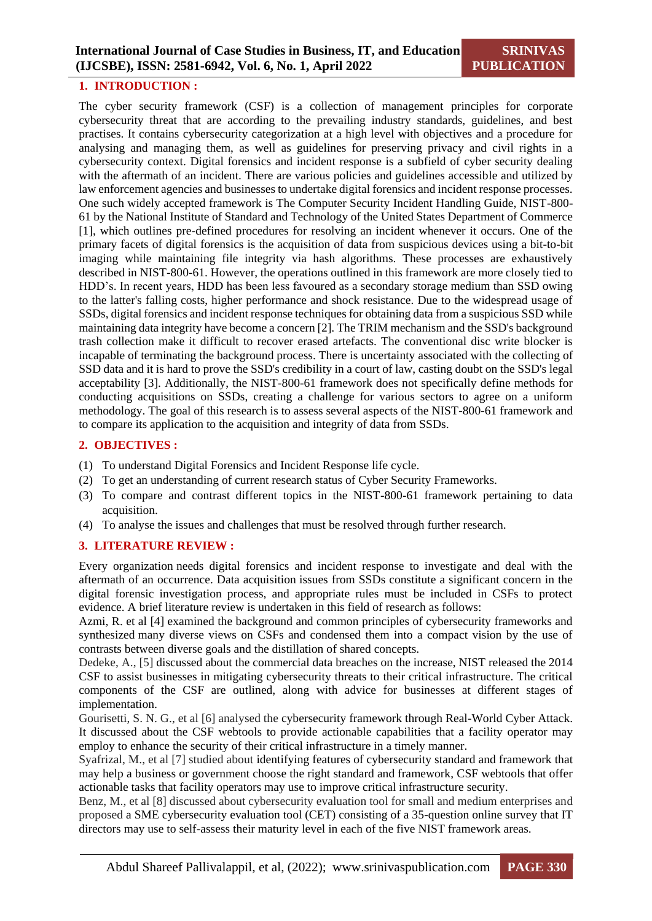## 1. INTRODUCTION :

The cyber security framework (CSF) is a collection of management principles for corporate cybersecurity threat that are according to the prevailing industry standards, guidelines, and best practises. It contains cybersecurity categorization at a high level with objectives and a procedure for analysing and managing them, as well as guidelines for preserving privacy and civil rights in a cybersecurity context. Digital forensics and incident response is a subfield of cyber security dealing with the aftermath of an incident. There are various policies and guidelines accessible and utilized by law enforcement agencies and businesses to undertake digital forensics and incident response processes. One such widely accepted framework is The Computer Security Incident Handling Guide, NIST-800-61 by the National Institute of Standard and Technology of the United States Department of Commerce [1], which outlines pre-defined procedures for resolving an incident whenever it occurs. One of the primary facets of digital forensics is the acquisition of data from suspicious devices using a bit-to-bit imaging while maintaining file integrity via hash algorithms. These processes are exhaustively described in NIST-800-61. However, the operations outlined in this framework are more closely tied to HDD's. In recent years, HDD has been less favoured as a secondary storage medium than SSD owing to the latter's falling costs, higher performance and shock resistance. Due to the widespread usage of SSDs, digital forensics and incident response techniques for obtaining data from a suspicious SSD while maintaining data integrity have become a concern [2]. The TRIM mechanism and the SSD's background trash collection make it difficult to recover erased artefacts. The conventional disc write blocker is incapable of terminating the background process. There is uncertainty associated with the collecting of SSD data and it is hard to prove the SSD's credibility in a court of law, casting doubt on the SSD's legal acceptability [3]. Additionally, the NIST-800-61 framework does not specifically define methods for conducting acquisitions on SSDs, creating a challenge for various sectors to agree on a uniform methodology. The goal of this research is to assess several aspects of the NIST-800-61 framework and to compare its application to the acquisition and integrity of data from SSDs.

## 2. OBJECTIVES :

(1) To understand Digital Forensics and Incident Response life cycle.
(2) To get an understanding of current research status of Cyber Security Frameworks.
(3) To compare and contrast different topics in the NIST-800-61 framework pertaining to data acquisition.
(4) To analyse the issues and challenges that must be resolved through further research.

## 3. LITERATURE REVIEW :

Every organization needs digital forensics and incident response to investigate and deal with the aftermath of an occurrence. Data acquisition issues from SSDs constitute a significant concern in the digital forensic investigation process, and appropriate rules must be included in CSFs to protect evidence. A brief literature review is undertaken in this field of research as follows:

Azmi, R. et al [4] examined the background and common principles of cybersecurity frameworks and synthesized many diverse views on CSFs and condensed them into a compact vision by the use of contrasts between diverse goals and the distillation of shared concepts.

Dedeke, A., [5] discussed about the commercial data breaches on the increase, NIST released the 2014 CSF to assist businesses in mitigating cybersecurity threats to their critical infrastructure. The critical components of the CSF are outlined, along with advice for businesses at different stages of implementation.

Gourisetti, S. N. G., et al [6] analysed the cybersecurity framework through Real-World Cyber Attack. It discussed about the CSF webtools to provide actionable capabilities that a facility operator may employ to enhance the security of their critical infrastructure in a timely manner.

Syafrizal, M., et al [7] studied about identifying features of cybersecurity standard and framework that may help a business or government choose the right standard and framework, CSF webtools that offer actionable tasks that facility operators may use to improve critical infrastructure security.

Benz, M., et al [8] discussed about cybersecurity evaluation tool for small and medium enterprises and proposed a SME cybersecurity evaluation tool (CET) consisting of a 35-question online survey that IT directors may use to self-assess their maturity level in each of the five NIST framework areas.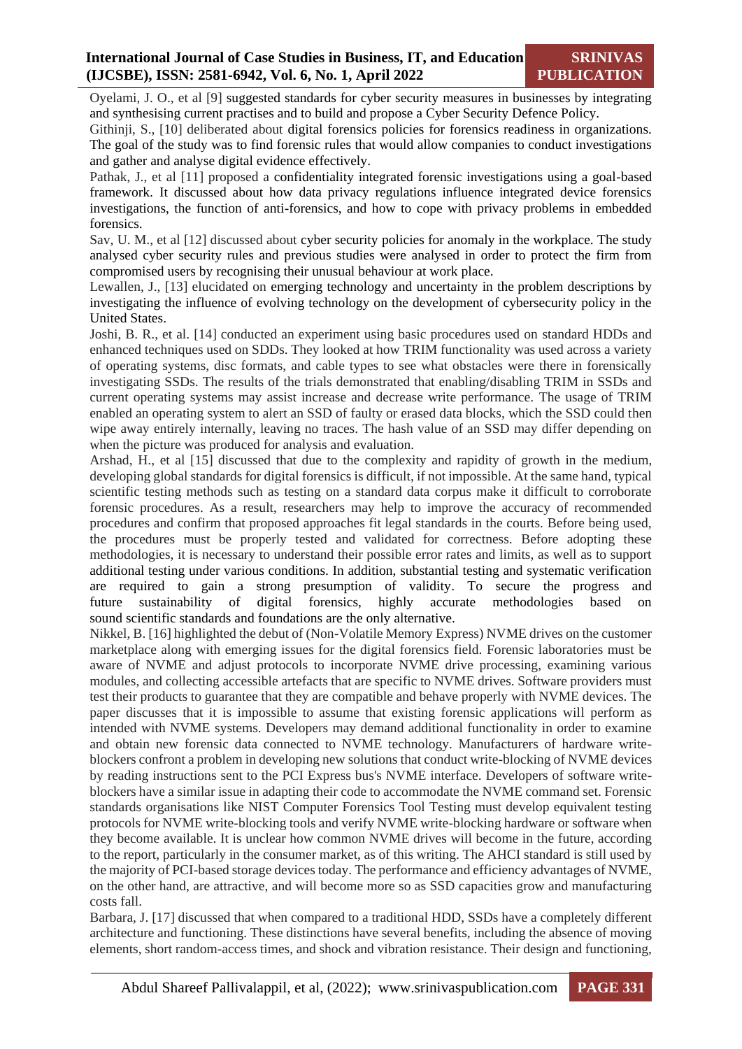Oyelami, J. O., et al [9] suggested standards for cyber security measures in businesses by integrating and synthesising current practises and to build and propose a Cyber Security Defence Policy.

Githinji, S., [10] deliberated about digital forensics policies for forensics readiness in organizations. The goal of the study was to find forensic rules that would allow companies to conduct investigations and gather and analyse digital evidence effectively.

Pathak, J., et al [11] proposed a confidentiality integrated forensic investigations using a goal-based framework. It discussed about how data privacy regulations influence integrated device forensics investigations, the function of anti-forensics, and how to cope with privacy problems in embedded forensics.

Sav, U. M., et al [12] discussed about cyber security policies for anomaly in the workplace. The study analysed cyber security rules and previous studies were analysed in order to protect the firm from compromised users by recognising their unusual behaviour at work place.

Lewallen, J., [13] elucidated on emerging technology and uncertainty in the problem descriptions by investigating the influence of evolving technology on the development of cybersecurity policy in the United States.

Joshi, B. R., et al. [14] conducted an experiment using basic procedures used on standard HDDs and enhanced techniques used on SDDs. They looked at how TRIM functionality was used across a variety of operating systems, disc formats, and cable types to see what obstacles were there in forensically investigating SSDs. The results of the trials demonstrated that enabling/disabling TRIM in SSDs and current operating systems may assist increase and decrease write performance. The usage of TRIM enabled an operating system to alert an SSD of faulty or erased data blocks, which the SSD could then wipe away entirely internally, leaving no traces. The hash value of an SSD may differ depending on when the picture was produced for analysis and evaluation.

Arshad, H., et al [15] discussed that due to the complexity and rapidity of growth in the medium, developing global standards for digital forensics is difficult, if not impossible. At the same hand, typical scientific testing methods such as testing on a standard data corpus make it difficult to corroborate forensic procedures. As a result, researchers may help to improve the accuracy of recommended procedures and confirm that proposed approaches fit legal standards in the courts. Before being used, the procedures must be properly tested and validated for correctness. Before adopting these methodologies, it is necessary to understand their possible error rates and limits, as well as to support additional testing under various conditions. In addition, substantial testing and systematic verification are required to gain a strong presumption of validity. To secure the progress and future sustainability of digital forensics, highly accurate methodologies based on sound scientific standards and foundations are the only alternative.

Nikkel, B. [16] highlighted the debut of (Non-Volatile Memory Express) NVME drives on the customer marketplace along with emerging issues for the digital forensics field. Forensic laboratories must be aware of NVME and adjust protocols to incorporate NVME drive processing, examining various modules, and collecting accessible artefacts that are specific to NVME drives. Software providers must test their products to guarantee that they are compatible and behave properly with NVME devices. The paper discusses that it is impossible to assume that existing forensic applications will perform as intended with NVME systems. Developers may demand additional functionality in order to examine and obtain new forensic data connected to NVME technology. Manufacturers of hardware write-blockers confront a problem in developing new solutions that conduct write-blocking of NVME devices by reading instructions sent to the PCI Express bus's NVME interface. Developers of software write-blockers have a similar issue in adapting their code to accommodate the NVME command set. Forensic standards organisations like NIST Computer Forensics Tool Testing must develop equivalent testing protocols for NVME write-blocking tools and verify NVME write-blocking hardware or software when they become available. It is unclear how common NVME drives will become in the future, according to the report, particularly in the consumer market, as of this writing. The AHCI standard is still used by the majority of PCI-based storage devices today. The performance and efficiency advantages of NVME, on the other hand, are attractive, and will become more so as SSD capacities grow and manufacturing costs fall.

Barbara, J. [17] discussed that when compared to a traditional HDD, SSDs have a completely different architecture and functioning. These distinctions have several benefits, including the absence of moving elements, short random-access times, and shock and vibration resistance. Their design and functioning,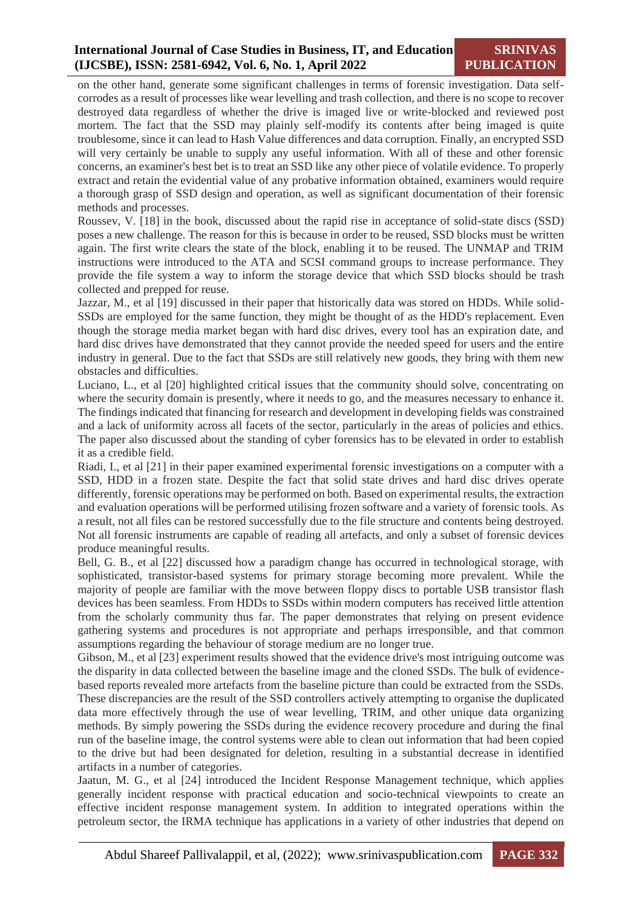on the other hand, generate some significant challenges in terms of forensic investigation. Data self-corrodes as a result of processes like wear levelling and trash collection, and there is no scope to recover destroyed data regardless of whether the drive is imaged live or write-blocked and reviewed post mortem. The fact that the SSD may plainly self-modify its contents after being imaged is quite troublesome, since it can lead to Hash Value differences and data corruption. Finally, an encrypted SSD will very certainly be unable to supply any useful information. With all of these and other forensic concerns, an examiner's best bet is to treat an SSD like any other piece of volatile evidence. To properly extract and retain the evidential value of any probative information obtained, examiners would require a thorough grasp of SSD design and operation, as well as significant documentation of their forensic methods and processes.

Roussev, V. [18] in the book, discussed about the rapid rise in acceptance of solid-state discs (SSD) poses a new challenge. The reason for this is because in order to be reused, SSD blocks must be written again. The first write clears the state of the block, enabling it to be reused. The UNMAP and TRIM instructions were introduced to the ATA and SCSI command groups to increase performance. They provide the file system a way to inform the storage device that which SSD blocks should be trash collected and prepped for reuse.

Jazzar, M., et al [19] discussed in their paper that historically data was stored on HDDs. While solid-SSDs are employed for the same function, they might be thought of as the HDD's replacement. Even though the storage media market began with hard disc drives, every tool has an expiration date, and hard disc drives have demonstrated that they cannot provide the needed speed for users and the entire industry in general. Due to the fact that SSDs are still relatively new goods, they bring with them new obstacles and difficulties.

Luciano, L., et al [20] highlighted critical issues that the community should solve, concentrating on where the security domain is presently, where it needs to go, and the measures necessary to enhance it. The findings indicated that financing for research and development in developing fields was constrained and a lack of uniformity across all facets of the sector, particularly in the areas of policies and ethics. The paper also discussed about the standing of cyber forensics has to be elevated in order to establish it as a credible field.

Riadi, I., et al [21] in their paper examined experimental forensic investigations on a computer with a SSD, HDD in a frozen state. Despite the fact that solid state drives and hard disc drives operate differently, forensic operations may be performed on both. Based on experimental results, the extraction and evaluation operations will be performed utilising frozen software and a variety of forensic tools. As a result, not all files can be restored successfully due to the file structure and contents being destroyed. Not all forensic instruments are capable of reading all artefacts, and only a subset of forensic devices produce meaningful results.

Bell, G. B., et al [22] discussed how a paradigm change has occurred in technological storage, with sophisticated, transistor-based systems for primary storage becoming more prevalent. While the majority of people are familiar with the move between floppy discs to portable USB transistor flash devices has been seamless. From HDDs to SSDs within modern computers has received little attention from the scholarly community thus far. The paper demonstrates that relying on present evidence gathering systems and procedures is not appropriate and perhaps irresponsible, and that common assumptions regarding the behaviour of storage medium are no longer true.

Gibson, M., et al [23] experiment results showed that the evidence drive's most intriguing outcome was the disparity in data collected between the baseline image and the cloned SSDs. The bulk of evidence-based reports revealed more artefacts from the baseline picture than could be extracted from the SSDs. These discrepancies are the result of the SSD controllers actively attempting to organise the duplicated data more effectively through the use of wear levelling, TRIM, and other unique data organizing methods. By simply powering the SSDs during the evidence recovery procedure and during the final run of the baseline image, the control systems were able to clean out information that had been copied to the drive but had been designated for deletion, resulting in a substantial decrease in identified artifacts in a number of categories.

Jaatun, M. G., et al [24] introduced the Incident Response Management technique, which applies generally incident response with practical education and socio-technical viewpoints to create an effective incident response management system. In addition to integrated operations within the petroleum sector, the IRMA technique has applications in a variety of other industries that depend on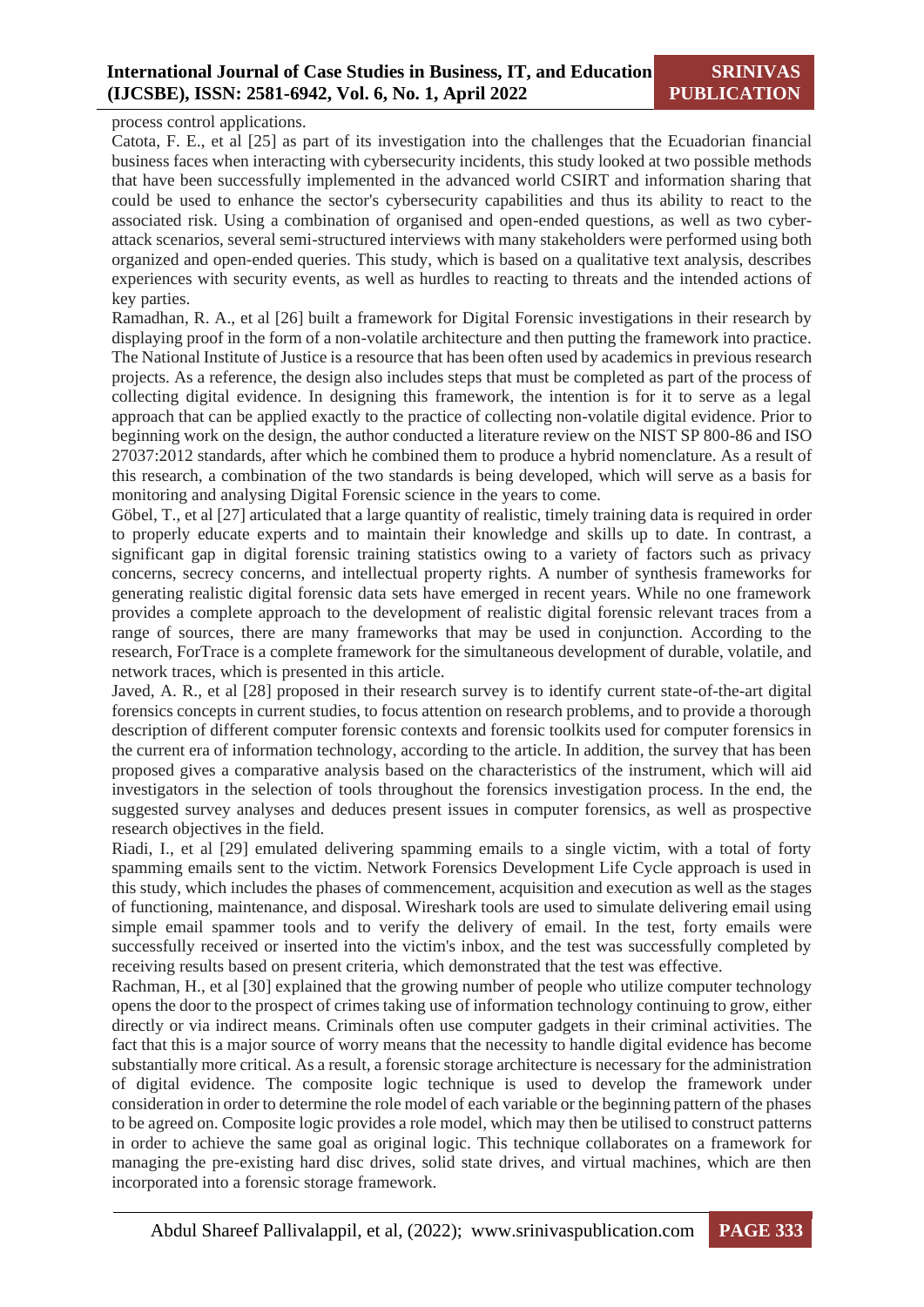process control applications.

Catota, F. E., et al [25] as part of its investigation into the challenges that the Ecuadorian financial business faces when interacting with cybersecurity incidents, this study looked at two possible methods that have been successfully implemented in the advanced world CSIRT and information sharing that could be used to enhance the sector's cybersecurity capabilities and thus its ability to react to the associated risk. Using a combination of organised and open-ended questions, as well as two cyber-attack scenarios, several semi-structured interviews with many stakeholders were performed using both organized and open-ended queries. This study, which is based on a qualitative text analysis, describes experiences with security events, as well as hurdles to reacting to threats and the intended actions of key parties.

Ramadhan, R. A., et al [26] built a framework for Digital Forensic investigations in their research by displaying proof in the form of a non-volatile architecture and then putting the framework into practice. The National Institute of Justice is a resource that has been often used by academics in previous research projects. As a reference, the design also includes steps that must be completed as part of the process of collecting digital evidence. In designing this framework, the intention is for it to serve as a legal approach that can be applied exactly to the practice of collecting non-volatile digital evidence. Prior to beginning work on the design, the author conducted a literature review on the NIST SP 800-86 and ISO 27037:2012 standards, after which he combined them to produce a hybrid nomenclature. As a result of this research, a combination of the two standards is being developed, which will serve as a basis for monitoring and analysing Digital Forensic science in the years to come.

Göbel, T., et al [27] articulated that a large quantity of realistic, timely training data is required in order to properly educate experts and to maintain their knowledge and skills up to date. In contrast, a significant gap in digital forensic training statistics owing to a variety of factors such as privacy concerns, secrecy concerns, and intellectual property rights. A number of synthesis frameworks for generating realistic digital forensic data sets have emerged in recent years. While no one framework provides a complete approach to the development of realistic digital forensic relevant traces from a range of sources, there are many frameworks that may be used in conjunction. According to the research, ForTrace is a complete framework for the simultaneous development of durable, volatile, and network traces, which is presented in this article.

Javed, A. R., et al [28] proposed in their research survey is to identify current state-of-the-art digital forensics concepts in current studies, to focus attention on research problems, and to provide a thorough description of different computer forensic contexts and forensic toolkits used for computer forensics in the current era of information technology, according to the article. In addition, the survey that has been proposed gives a comparative analysis based on the characteristics of the instrument, which will aid investigators in the selection of tools throughout the forensics investigation process. In the end, the suggested survey analyses and deduces present issues in computer forensics, as well as prospective research objectives in the field.

Riadi, I., et al [29] emulated delivering spamming emails to a single victim, with a total of forty spamming emails sent to the victim. Network Forensics Development Life Cycle approach is used in this study, which includes the phases of commencement, acquisition and execution as well as the stages of functioning, maintenance, and disposal. Wireshark tools are used to simulate delivering email using simple email spammer tools and to verify the delivery of email. In the test, forty emails were successfully received or inserted into the victim's inbox, and the test was successfully completed by receiving results based on present criteria, which demonstrated that the test was effective.

Rachman, H., et al [30] explained that the growing number of people who utilize computer technology opens the door to the prospect of crimes taking use of information technology continuing to grow, either directly or via indirect means. Criminals often use computer gadgets in their criminal activities. The fact that this is a major source of worry means that the necessity to handle digital evidence has become substantially more critical. As a result, a forensic storage architecture is necessary for the administration of digital evidence. The composite logic technique is used to develop the framework under consideration in order to determine the role model of each variable or the beginning pattern of the phases to be agreed on. Composite logic provides a role model, which may then be utilised to construct patterns in order to achieve the same goal as original logic. This technique collaborates on a framework for managing the pre-existing hard disc drives, solid state drives, and virtual machines, which are then incorporated into a forensic storage framework.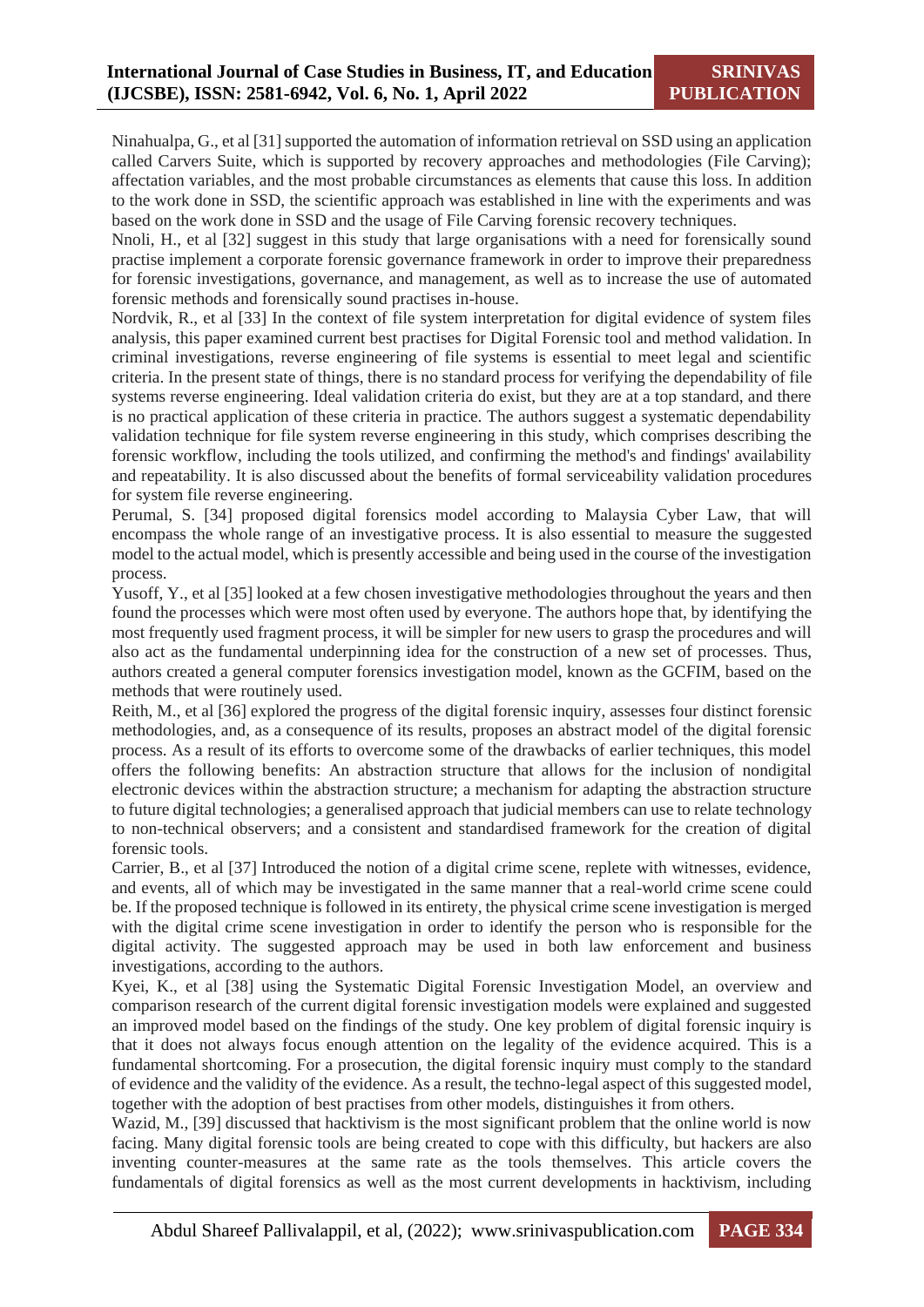Ninahualpa, G., et al [31] supported the automation of information retrieval on SSD using an application called Carvers Suite, which is supported by recovery approaches and methodologies (File Carving); affectation variables, and the most probable circumstances as elements that cause this loss. In addition to the work done in SSD, the scientific approach was established in line with the experiments and was based on the work done in SSD and the usage of File Carving forensic recovery techniques.

Nnoli, H., et al [32] suggest in this study that large organisations with a need for forensically sound practise implement a corporate forensic governance framework in order to improve their preparedness for forensic investigations, governance, and management, as well as to increase the use of automated forensic methods and forensically sound practises in-house.

Nordvik, R., et al [33] In the context of file system interpretation for digital evidence of system files analysis, this paper examined current best practises for Digital Forensic tool and method validation. In criminal investigations, reverse engineering of file systems is essential to meet legal and scientific criteria. In the present state of things, there is no standard process for verifying the dependability of file systems reverse engineering. Ideal validation criteria do exist, but they are at a top standard, and there is no practical application of these criteria in practice. The authors suggest a systematic dependability validation technique for file system reverse engineering in this study, which comprises describing the forensic workflow, including the tools utilized, and confirming the method's and findings' availability and repeatability. It is also discussed about the benefits of formal serviceability validation procedures for system file reverse engineering.

Perumal, S. [34] proposed digital forensics model according to Malaysia Cyber Law, that will encompass the whole range of an investigative process. It is also essential to measure the suggested model to the actual model, which is presently accessible and being used in the course of the investigation process.

Yusoff, Y., et al [35] looked at a few chosen investigative methodologies throughout the years and then found the processes which were most often used by everyone. The authors hope that, by identifying the most frequently used fragment process, it will be simpler for new users to grasp the procedures and will also act as the fundamental underpinning idea for the construction of a new set of processes. Thus, authors created a general computer forensics investigation model, known as the GCFIM, based on the methods that were routinely used.

Reith, M., et al [36] explored the progress of the digital forensic inquiry, assesses four distinct forensic methodologies, and, as a consequence of its results, proposes an abstract model of the digital forensic process. As a result of its efforts to overcome some of the drawbacks of earlier techniques, this model offers the following benefits: An abstraction structure that allows for the inclusion of nondigital electronic devices within the abstraction structure; a mechanism for adapting the abstraction structure to future digital technologies; a generalised approach that judicial members can use to relate technology to non-technical observers; and a consistent and standardised framework for the creation of digital forensic tools.

Carrier, B., et al [37] Introduced the notion of a digital crime scene, replete with witnesses, evidence, and events, all of which may be investigated in the same manner that a real-world crime scene could be. If the proposed technique is followed in its entirety, the physical crime scene investigation is merged with the digital crime scene investigation in order to identify the person who is responsible for the digital activity. The suggested approach may be used in both law enforcement and business investigations, according to the authors.

Kyei, K., et al [38] using the Systematic Digital Forensic Investigation Model, an overview and comparison research of the current digital forensic investigation models were explained and suggested an improved model based on the findings of the study. One key problem of digital forensic inquiry is that it does not always focus enough attention on the legality of the evidence acquired. This is a fundamental shortcoming. For a prosecution, the digital forensic inquiry must comply to the standard of evidence and the validity of the evidence. As a result, the techno-legal aspect of this suggested model, together with the adoption of best practises from other models, distinguishes it from others.

Wazid, M., [39] discussed that hacktivism is the most significant problem that the online world is now facing. Many digital forensic tools are being created to cope with this difficulty, but hackers are also inventing counter-measures at the same rate as the tools themselves. This article covers the fundamentals of digital forensics as well as the most current developments in hacktivism, including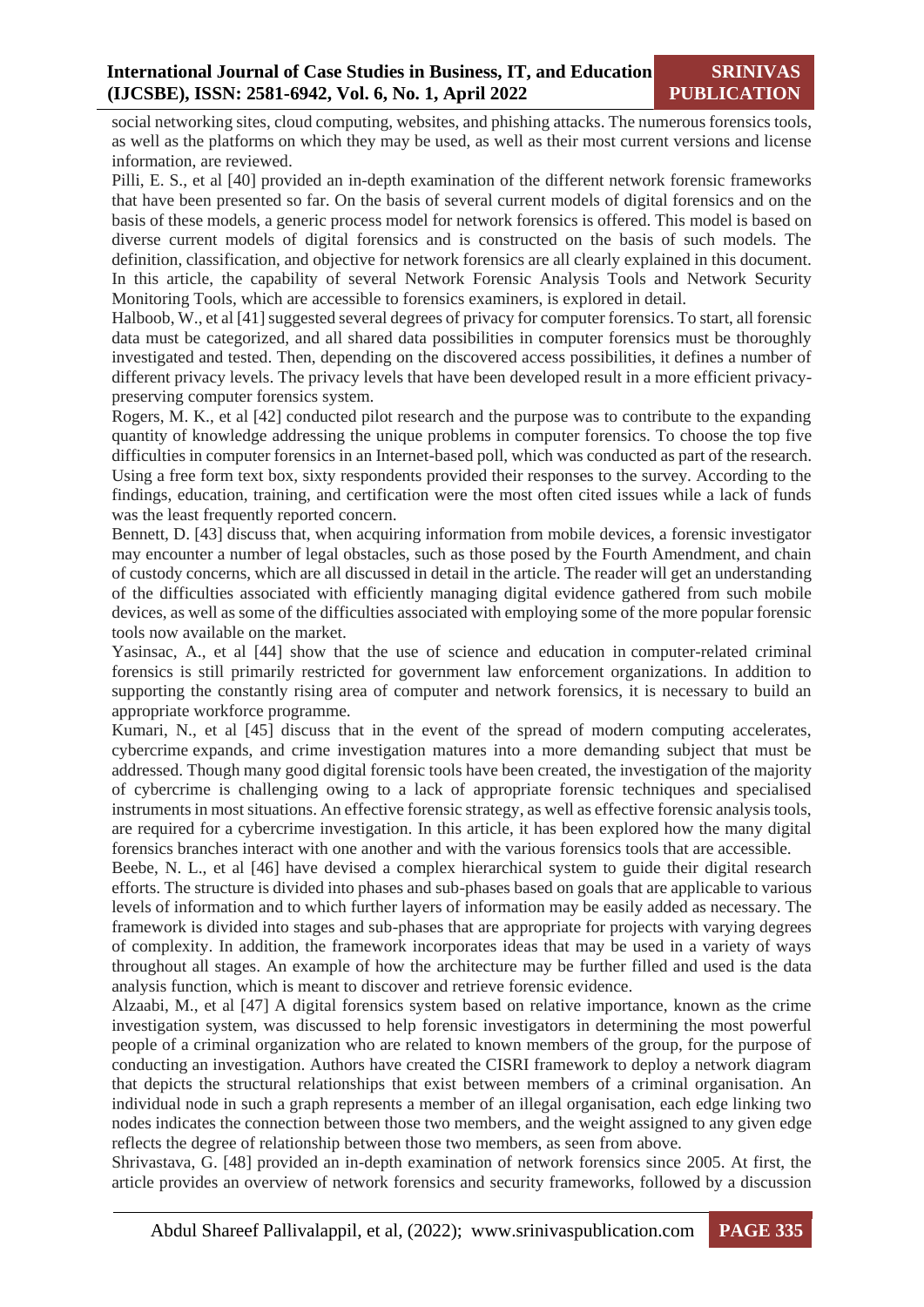social networking sites, cloud computing, websites, and phishing attacks. The numerous forensics tools, as well as the platforms on which they may be used, as well as their most current versions and license information, are reviewed.

Pilli, E. S., et al [40] provided an in-depth examination of the different network forensic frameworks that have been presented so far. On the basis of several current models of digital forensics and on the basis of these models, a generic process model for network forensics is offered. This model is based on diverse current models of digital forensics and is constructed on the basis of such models. The definition, classification, and objective for network forensics are all clearly explained in this document. In this article, the capability of several Network Forensic Analysis Tools and Network Security Monitoring Tools, which are accessible to forensics examiners, is explored in detail.

Halboob, W., et al [41] suggested several degrees of privacy for computer forensics. To start, all forensic data must be categorized, and all shared data possibilities in computer forensics must be thoroughly investigated and tested. Then, depending on the discovered access possibilities, it defines a number of different privacy levels. The privacy levels that have been developed result in a more efficient privacy-preserving computer forensics system.

Rogers, M. K., et al [42] conducted pilot research and the purpose was to contribute to the expanding quantity of knowledge addressing the unique problems in computer forensics. To choose the top five difficulties in computer forensics in an Internet-based poll, which was conducted as part of the research. Using a free form text box, sixty respondents provided their responses to the survey. According to the findings, education, training, and certification were the most often cited issues while a lack of funds was the least frequently reported concern.

Bennett, D. [43] discuss that, when acquiring information from mobile devices, a forensic investigator may encounter a number of legal obstacles, such as those posed by the Fourth Amendment, and chain of custody concerns, which are all discussed in detail in the article. The reader will get an understanding of the difficulties associated with efficiently managing digital evidence gathered from such mobile devices, as well as some of the difficulties associated with employing some of the more popular forensic tools now available on the market.

Yasinsac, A., et al [44] show that the use of science and education in computer-related criminal forensics is still primarily restricted for government law enforcement organizations. In addition to supporting the constantly rising area of computer and network forensics, it is necessary to build an appropriate workforce programme.

Kumari, N., et al [45] discuss that in the event of the spread of modern computing accelerates, cybercrime expands, and crime investigation matures into a more demanding subject that must be addressed. Though many good digital forensic tools have been created, the investigation of the majority of cybercrime is challenging owing to a lack of appropriate forensic techniques and specialised instruments in most situations. An effective forensic strategy, as well as effective forensic analysis tools, are required for a cybercrime investigation. In this article, it has been explored how the many digital forensics branches interact with one another and with the various forensics tools that are accessible.

Beebe, N. L., et al [46] have devised a complex hierarchical system to guide their digital research efforts. The structure is divided into phases and sub-phases based on goals that are applicable to various levels of information and to which further layers of information may be easily added as necessary. The framework is divided into stages and sub-phases that are appropriate for projects with varying degrees of complexity. In addition, the framework incorporates ideas that may be used in a variety of ways throughout all stages. An example of how the architecture may be further filled and used is the data analysis function, which is meant to discover and retrieve forensic evidence.

Alzaabi, M., et al [47] A digital forensics system based on relative importance, known as the crime investigation system, was discussed to help forensic investigators in determining the most powerful people of a criminal organization who are related to known members of the group, for the purpose of conducting an investigation. Authors have created the CISRI framework to deploy a network diagram that depicts the structural relationships that exist between members of a criminal organisation. An individual node in such a graph represents a member of an illegal organisation, each edge linking two nodes indicates the connection between those two members, and the weight assigned to any given edge reflects the degree of relationship between those two members, as seen from above.

Shrivastava, G. [48] provided an in-depth examination of network forensics since 2005. At first, the article provides an overview of network forensics and security frameworks, followed by a discussion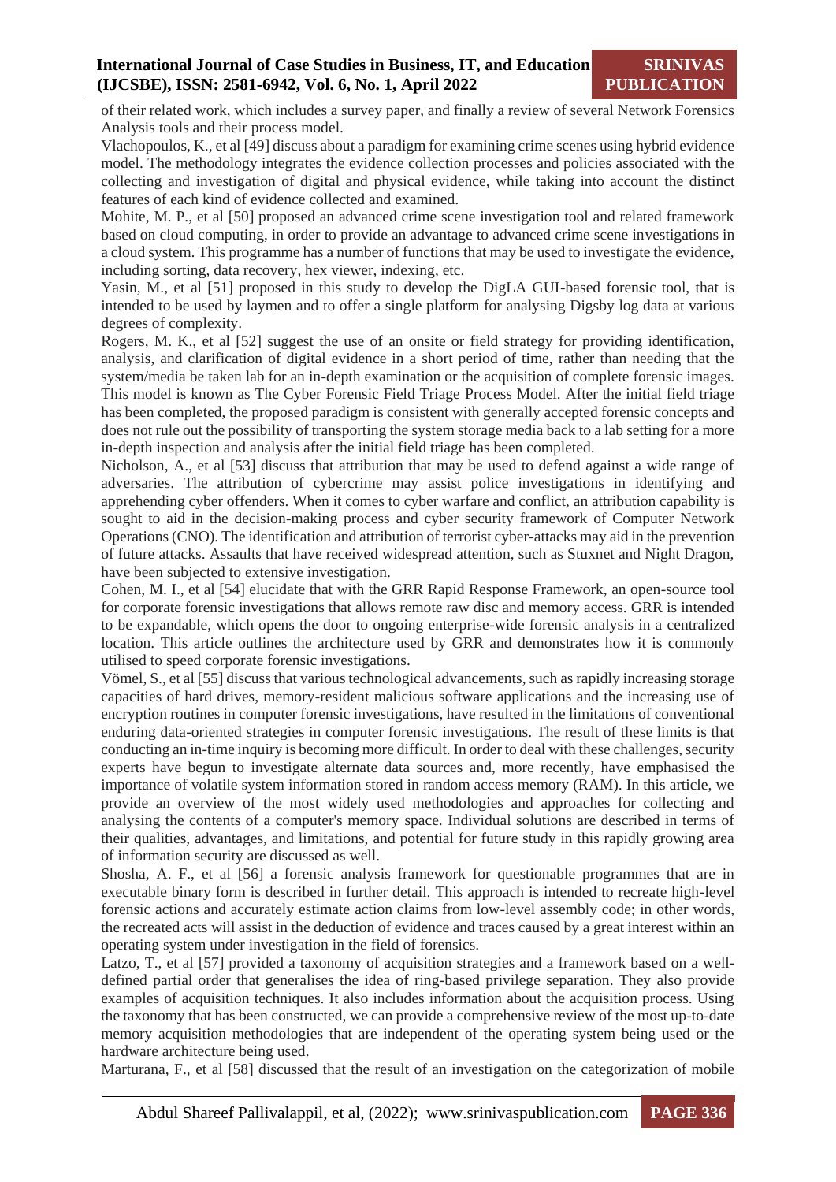of their related work, which includes a survey paper, and finally a review of several Network Forensics Analysis tools and their process model.

Vlachopoulos, K., et al [49] discuss about a paradigm for examining crime scenes using hybrid evidence model. The methodology integrates the evidence collection processes and policies associated with the collecting and investigation of digital and physical evidence, while taking into account the distinct features of each kind of evidence collected and examined.

Mohite, M. P., et al [50] proposed an advanced crime scene investigation tool and related framework based on cloud computing, in order to provide an advantage to advanced crime scene investigations in a cloud system. This programme has a number of functions that may be used to investigate the evidence, including sorting, data recovery, hex viewer, indexing, etc.

Yasin, M., et al [51] proposed in this study to develop the DigLA GUI-based forensic tool, that is intended to be used by laymen and to offer a single platform for analysing Digsby log data at various degrees of complexity.

Rogers, M. K., et al [52] suggest the use of an onsite or field strategy for providing identification, analysis, and clarification of digital evidence in a short period of time, rather than needing that the system/media be taken lab for an in-depth examination or the acquisition of complete forensic images. This model is known as The Cyber Forensic Field Triage Process Model. After the initial field triage has been completed, the proposed paradigm is consistent with generally accepted forensic concepts and does not rule out the possibility of transporting the system storage media back to a lab setting for a more in-depth inspection and analysis after the initial field triage has been completed.

Nicholson, A., et al [53] discuss that attribution that may be used to defend against a wide range of adversaries. The attribution of cybercrime may assist police investigations in identifying and apprehending cyber offenders. When it comes to cyber warfare and conflict, an attribution capability is sought to aid in the decision-making process and cyber security framework of Computer Network Operations (CNO). The identification and attribution of terrorist cyber-attacks may aid in the prevention of future attacks. Assaults that have received widespread attention, such as Stuxnet and Night Dragon, have been subjected to extensive investigation.

Cohen, M. I., et al [54] elucidate that with the GRR Rapid Response Framework, an open-source tool for corporate forensic investigations that allows remote raw disc and memory access. GRR is intended to be expandable, which opens the door to ongoing enterprise-wide forensic analysis in a centralized location. This article outlines the architecture used by GRR and demonstrates how it is commonly utilised to speed corporate forensic investigations.

Vömel, S., et al [55] discuss that various technological advancements, such as rapidly increasing storage capacities of hard drives, memory-resident malicious software applications and the increasing use of encryption routines in computer forensic investigations, have resulted in the limitations of conventional enduring data-oriented strategies in computer forensic investigations. The result of these limits is that conducting an in-time inquiry is becoming more difficult. In order to deal with these challenges, security experts have begun to investigate alternate data sources and, more recently, have emphasised the importance of volatile system information stored in random access memory (RAM). In this article, we provide an overview of the most widely used methodologies and approaches for collecting and analysing the contents of a computer's memory space. Individual solutions are described in terms of their qualities, advantages, and limitations, and potential for future study in this rapidly growing area of information security are discussed as well.

Shosha, A. F., et al [56] a forensic analysis framework for questionable programmes that are in executable binary form is described in further detail. This approach is intended to recreate high-level forensic actions and accurately estimate action claims from low-level assembly code; in other words, the recreated acts will assist in the deduction of evidence and traces caused by a great interest within an operating system under investigation in the field of forensics.

Latzo, T., et al [57] provided a taxonomy of acquisition strategies and a framework based on a well-defined partial order that generalises the idea of ring-based privilege separation. They also provide examples of acquisition techniques. It also includes information about the acquisition process. Using the taxonomy that has been constructed, we can provide a comprehensive review of the most up-to-date memory acquisition methodologies that are independent of the operating system being used or the hardware architecture being used.

Marturana, F., et al [58] discussed that the result of an investigation on the categorization of mobile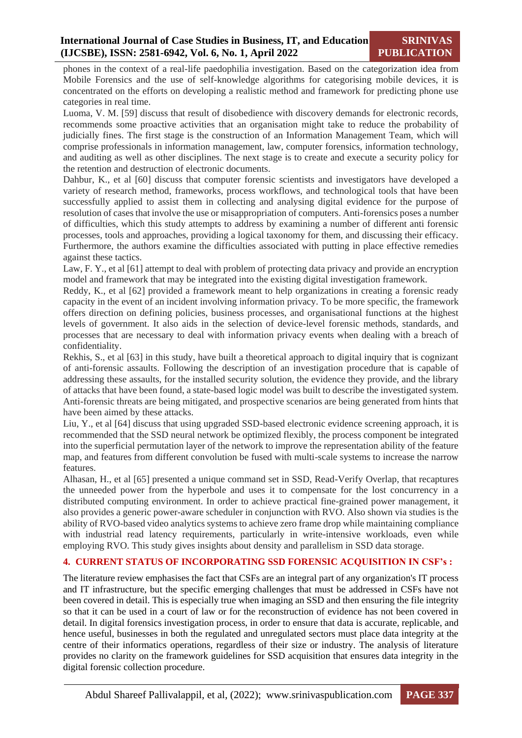phones in the context of a real-life paedophilia investigation. Based on the categorization idea from Mobile Forensics and the use of self-knowledge algorithms for categorising mobile devices, it is concentrated on the efforts on developing a realistic method and framework for predicting phone use categories in real time.

Luoma, V. M. [59] discuss that result of disobedience with discovery demands for electronic records, recommends some proactive activities that an organisation might take to reduce the probability of judicially fines. The first stage is the construction of an Information Management Team, which will comprise professionals in information management, law, computer forensics, information technology, and auditing as well as other disciplines. The next stage is to create and execute a security policy for the retention and destruction of electronic documents.

Dahbur, K., et al [60] discuss that computer forensic scientists and investigators have developed a variety of research method, frameworks, process workflows, and technological tools that have been successfully applied to assist them in collecting and analysing digital evidence for the purpose of resolution of cases that involve the use or misappropriation of computers. Anti-forensics poses a number of difficulties, which this study attempts to address by examining a number of different anti forensic processes, tools and approaches, providing a logical taxonomy for them, and discussing their efficacy. Furthermore, the authors examine the difficulties associated with putting in place effective remedies against these tactics.

Law, F. Y., et al [61] attempt to deal with problem of protecting data privacy and provide an encryption model and framework that may be integrated into the existing digital investigation framework.

Reddy, K., et al [62] provided a framework meant to help organizations in creating a forensic ready capacity in the event of an incident involving information privacy. To be more specific, the framework offers direction on defining policies, business processes, and organisational functions at the highest levels of government. It also aids in the selection of device-level forensic methods, standards, and processes that are necessary to deal with information privacy events when dealing with a breach of confidentiality.

Rekhis, S., et al [63] in this study, have built a theoretical approach to digital inquiry that is cognizant of anti-forensic assaults. Following the description of an investigation procedure that is capable of addressing these assaults, for the installed security solution, the evidence they provide, and the library of attacks that have been found, a state-based logic model was built to describe the investigated system. Anti-forensic threats are being mitigated, and prospective scenarios are being generated from hints that have been aimed by these attacks.

Liu, Y., et al [64] discuss that using upgraded SSD-based electronic evidence screening approach, it is recommended that the SSD neural network be optimized flexibly, the process component be integrated into the superficial permutation layer of the network to improve the representation ability of the feature map, and features from different convolution be fused with multi-scale systems to increase the narrow features.

Alhasan, H., et al [65] presented a unique command set in SSD, Read-Verify Overlap, that recaptures the unneeded power from the hyperbole and uses it to compensate for the lost concurrency in a distributed computing environment. In order to achieve practical fine-grained power management, it also provides a generic power-aware scheduler in conjunction with RVO. Also shown via studies is the ability of RVO-based video analytics systems to achieve zero frame drop while maintaining compliance with industrial read latency requirements, particularly in write-intensive workloads, even while employing RVO. This study gives insights about density and parallelism in SSD data storage.

## 4. CURRENT STATUS OF INCORPORATING SSD FORENSIC ACQUISITION IN CSF's :

The literature review emphasises the fact that CSFs are an integral part of any organization's IT process and IT infrastructure, but the specific emerging challenges that must be addressed in CSFs have not been covered in detail. This is especially true when imaging an SSD and then ensuring the file integrity so that it can be used in a court of law or for the reconstruction of evidence has not been covered in detail. In digital forensics investigation process, in order to ensure that data is accurate, replicable, and hence useful, businesses in both the regulated and unregulated sectors must place data integrity at the centre of their informatics operations, regardless of their size or industry. The analysis of literature provides no clarity on the framework guidelines for SSD acquisition that ensures data integrity in the digital forensic collection procedure.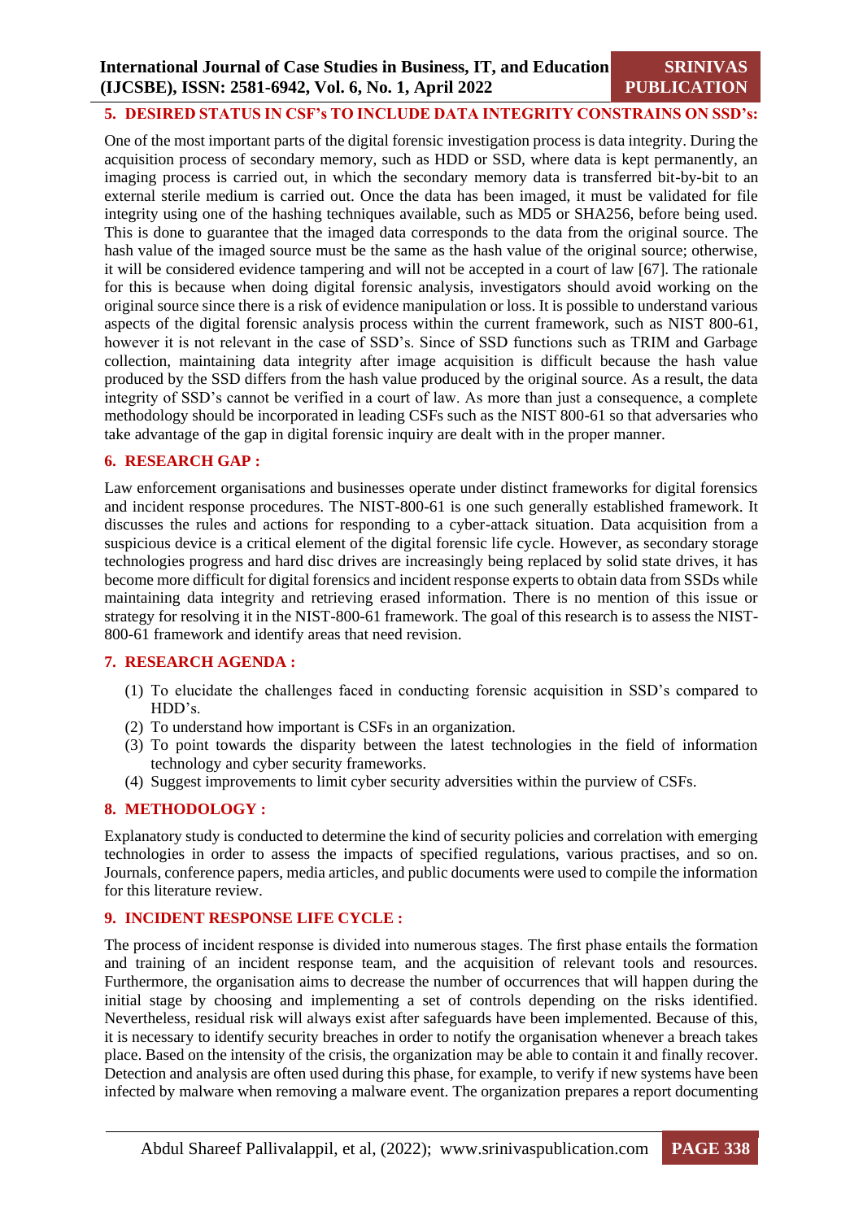## 5. DESIRED STATUS IN CSF's TO INCLUDE DATA INTEGRITY CONSTRANS ON SSD's:

One of the most important parts of the digital forensic investigation process is data integrity. During the acquisition process of secondary memory, such as HDD or SSD, where data is kept permanently, an imaging process is carried out, in which the secondary memory data is transferred bit-by-bit to an external sterile medium is carried out. Once the data has been imaged, it must be validated for file integrity using one of the hashing techniques available, such as MD5 or SHA256, before being used. This is done to guarantee that the imaged data corresponds to the data from the original source. The hash value of the imaged source must be the same as the hash value of the original source; otherwise, it will be considered evidence tampering and will not be accepted in a court of law [67]. The rationale for this is because when doing digital forensic analysis, investigators should avoid working on the original source since there is a risk of evidence manipulation or loss. It is possible to understand various aspects of the digital forensic analysis process within the current framework, such as NIST 800-61, however it is not relevant in the case of SSD's. Since of SSD functions such as TRIM and Garbage collection, maintaining data integrity after image acquisition is difficult because the hash value produced by the SSD differs from the hash value produced by the original source. As a result, the data integrity of SSD's cannot be verified in a court of law. As more than just a consequence, a complete methodology should be incorporated in leading CSFs such as the NIST 800-61 so that adversaries who take advantage of the gap in digital forensic inquiry are dealt with in the proper manner.

## 6. RESEARCH GAP :

Law enforcement organisations and businesses operate under distinct frameworks for digital forensics and incident response procedures. The NIST-800-61 is one such generally established framework. It discusses the rules and actions for responding to a cyber-attack situation. Data acquisition from a suspicious device is a critical element of the digital forensic life cycle. However, as secondary storage technologies progress and hard disc drives are increasingly being replaced by solid state drives, it has become more difficult for digital forensics and incident response experts to obtain data from SSDs while maintaining data integrity and retrieving erased information. There is no mention of this issue or strategy for resolving it in the NIST-800-61 framework. The goal of this research is to assess the NIST-800-61 framework and identify areas that need revision.

## 7. RESEARCH AGENDA :

(1) To elucidate the challenges faced in conducting forensic acquisition in SSD's compared to HDD's.
(2) To understand how important is CSFs in an organization.
(3) To point towards the disparity between the latest technologies in the field of information technology and cyber security frameworks.
(4) Suggest improvements to limit cyber security adversities within the purview of CSFs.

## 8. METHODOLOGY :

Explanatory study is conducted to determine the kind of security policies and correlation with emerging technologies in order to assess the impacts of specified regulations, various practises, and so on. Journals, conference papers, media articles, and public documents were used to compile the information for this literature review.

## 9. INCIDENT RESPONSE LIFE CYCLE :

The process of incident response is divided into numerous stages. The first phase entails the formation and training of an incident response team, and the acquisition of relevant tools and resources. Furthermore, the organisation aims to decrease the number of occurrences that will happen during the initial stage by choosing and implementing a set of controls depending on the risks identified. Nevertheless, residual risk will always exist after safeguards have been implemented. Because of this, it is necessary to identify security breaches in order to notify the organisation whenever a breach takes place. Based on the intensity of the crisis, the organization may be able to contain it and finally recover. Detection and analysis are often used during this phase, for example, to verify if new systems have been infected by malware when removing a malware event. The organization prepares a report documenting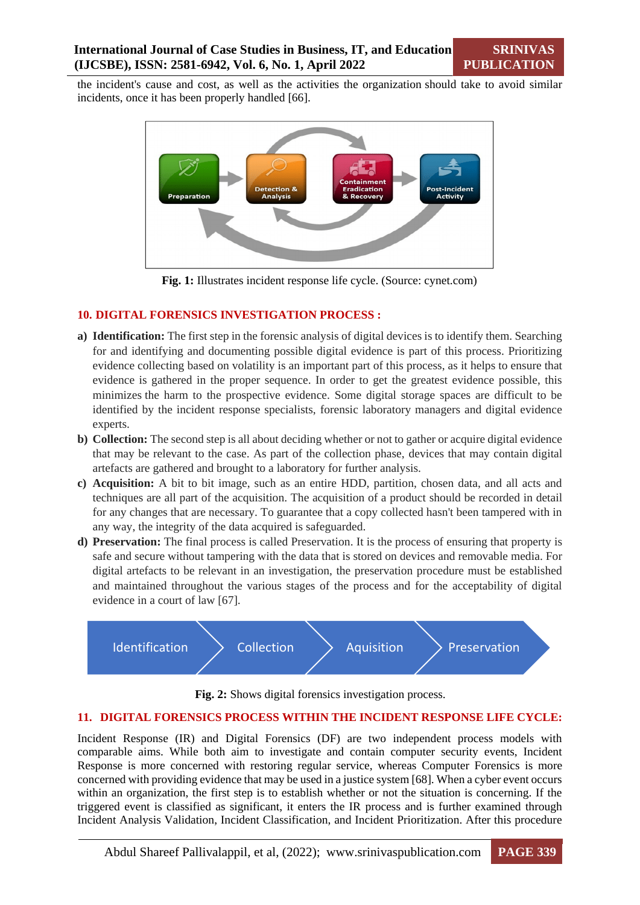the incident's cause and cost, as well as the activities the organization should take to avoid similar incidents, once it has been properly handled [66].

**Fig. 1:** Illustrates incident response life cycle. (Source: cynet.com)

## 10. DIGITAL FORENSICS INVESTIGATION PROCESS :

a) **Identification:** The first step in the forensic analysis of digital devices is to identify them. Searching for and identifying and documenting possible digital evidence is part of this process. Prioritizing evidence collecting based on volatility is an important part of this process, as it helps to ensure that evidence is gathered in the proper sequence. In order to get the greatest evidence possible, this minimizes the harm to the prospective evidence. Some digital storage spaces are difficult to be identified by the incident response specialists, forensic laboratory managers and digital evidence experts.

b) **Collection:** The second step is all about deciding whether or not to gather or acquire digital evidence that may be relevant to the case. As part of the collection phase, devices that may contain digital artefacts are gathered and brought to a laboratory for further analysis.

c) **Acquisition:** A bit to bit image, such as an entire HDD, partition, chosen data, and all acts and techniques are all part of the acquisition. The acquisition of a product should be recorded in detail for any changes that are necessary. To guarantee that a copy collected hasn't been tampered with in any way, the integrity of the data acquired is safeguarded.

d) **Preservation:** The final process is called Preservation. It is the process of ensuring that property is safe and secure without tampering with the data that is stored on devices and removable media. For digital artefacts to be relevant in an investigation, the preservation procedure must be established and maintained throughout the various stages of the process and for the acceptability of digital evidence in a court of law [67].

**Fig. 2:** Shows digital forensics investigation process.

## 11. DIGITAL FORENSICS PROCESS WITHIN THE INCIDENT RESPONSE LIFE CYCLE:

Incident Response (IR) and Digital Forensics (DF) are two independent process models with comparable aims. While both aim to investigate and contain computer security events, Incident Response is more concerned with restoring regular service, whereas Computer Forensics is more concerned with providing evidence that may be used in a justice system [68]. When a cyber event occurs within an organization, the first step is to establish whether or not the situation is concerning. If the triggered event is classified as significant, it enters the IR process and is further examined through Incident Analysis Validation, Incident Classification, and Incident Prioritization. After this procedure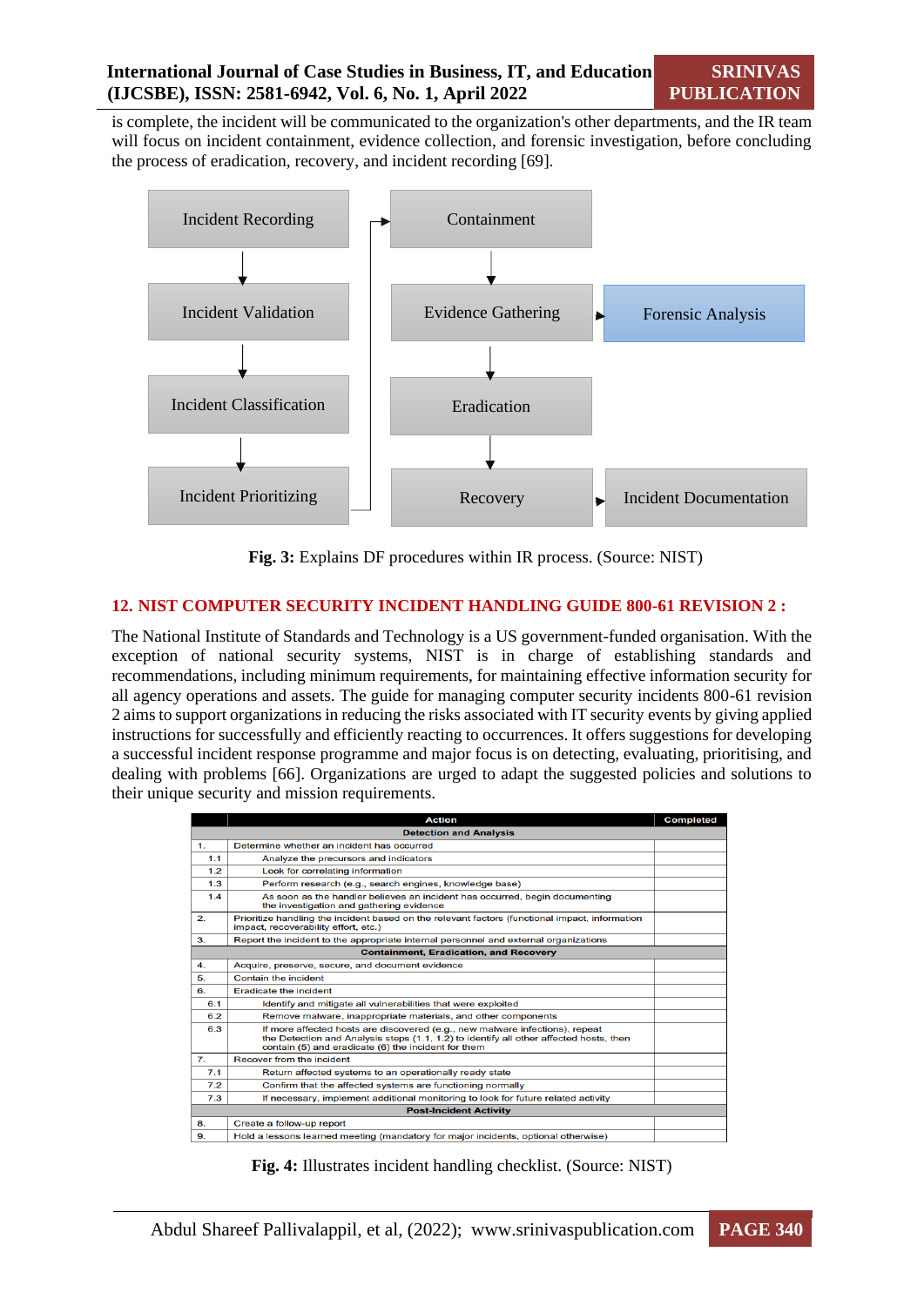is complete, the incident will be communicated to the organization's other departments, and the IR team will focus on incident containment, evidence collection, and forensic investigation, before concluding the process of eradication, recovery, and incident recording [69].

Incident Recording → Incident Validation → Incident Classification → Incident Prioritizing → Containment → Evidence Gathering → Forensic Analysis; Evidence Gathering → Eradication → Recovery → Incident Documentation

**Fig. 3:** Explains DF procedures within IR process. (Source: NIST)

## 12. NIST COMPUTER SECURITY INCIDENT HANDLING GUIDE 800-61 REVISION 2 :

The National Institute of Standards and Technology is a US government-funded organisation. With the exception of national security systems, NIST is in charge of establishing standards and recommendations, including minimum requirements, for maintaining effective information security for all agency operations and assets. The guide for managing computer security incidents 800-61 revision 2 aims to support organizations in reducing the risks associated with IT security events by giving applied instructions for successfully and efficiently reacting to occurrences. It offers suggestions for developing a successful incident response programme and major focus is on detecting, evaluating, prioritising, and dealing with problems [66]. Organizations are urged to adapt the suggested policies and solutions to their unique security and mission requirements.

| | Action | Completed |
|---|---|---|
| | **Detection and Analysis** | |
| 1. | Determine whether an incident has occurred | |
| 1.1 | Analyze the precursors and indicators | |
| 1.2 | Look for correlating information | |
| 1.3 | Perform research (e.g., search engines, knowledge base) | |
| 1.4 | As soon as the handler believes an incident has occurred, begin documenting the investigation and gathering evidence | |
| 2. | Prioritize handling the incident based on the relevant factors (functional impact, information impact, recoverability effort, etc.) | |
| 3. | Report the incident to the appropriate internal personnel and external organizations | |
| | **Containment, Eradication, and Recovery** | |
| 4. | Acquire, preserve, secure, and document evidence | |
| 5. | Contain the incident | |
| 6. | Eradicate the incident | |
| 6.1 | Identify and mitigate all vulnerabilities that were exploited | |
| 6.2 | Remove malware, inappropriate materials, and other components | |
| 6.3 | If more affected hosts are discovered (e.g., new malware infections), repeat the Detection and Analysis steps (1.1, 1.2) to identify all other affected hosts, then contain (5) and eradicate (6) the incident for them | |
| 7. | Recover from the incident | |
| 7.1 | Return affected systems to an operationally ready state | |
| 7.2 | Confirm that the affected systems are functioning normally | |
| 7.3 | If necessary, implement additional monitoring to look for future related activity | |
| | **Post-Incident Activity** | |
| 8. | Create a follow-up report | |
| 9. | Hold a lessons learned meeting (mandatory for major incidents, optional otherwise) | |

**Fig. 4:** Illustrates incident handling checklist. (Source: NIST)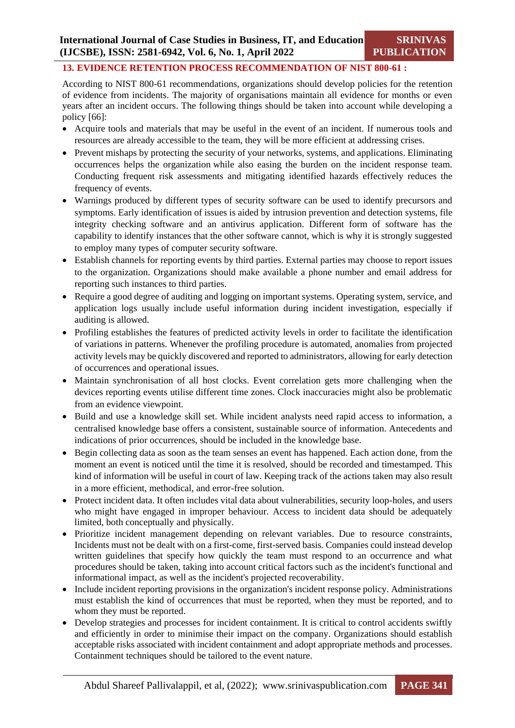## 13. EVIDENCE RETENTION PROCESS RECOMMENDATION OF NIST 800-61 :

According to NIST 800-61 recommendations, organizations should develop policies for the retention of evidence from incidents. The majority of organisations maintain all evidence for months or even years after an incident occurs. The following things should be taken into account while developing a policy [66]:

- Acquire tools and materials that may be useful in the event of an incident. If numerous tools and resources are already accessible to the team, they will be more efficient at addressing crises.
- Prevent mishaps by protecting the security of your networks, systems, and applications. Eliminating occurrences helps the organization while also easing the burden on the incident response team. Conducting frequent risk assessments and mitigating identified hazards effectively reduces the frequency of events.
- Warnings produced by different types of security software can be used to identify precursors and symptoms. Early identification of issues is aided by intrusion prevention and detection systems, file integrity checking software and an antivirus application. Different form of software has the capability to identify instances that the other software cannot, which is why it is strongly suggested to employ many types of computer security software.
- Establish channels for reporting events by third parties. External parties may choose to report issues to the organization. Organizations should make available a phone number and email address for reporting such instances to third parties.
- Require a good degree of auditing and logging on important systems. Operating system, service, and application logs usually include useful information during incident investigation, especially if auditing is allowed.
- Profiling establishes the features of predicted activity levels in order to facilitate the identification of variations in patterns. Whenever the profiling procedure is automated, anomalies from projected activity levels may be quickly discovered and reported to administrators, allowing for early detection of occurrences and operational issues.
- Maintain synchronisation of all host clocks. Event correlation gets more challenging when the devices reporting events utilise different time zones. Clock inaccuracies might also be problematic from an evidence viewpoint.
- Build and use a knowledge skill set. While incident analysts need rapid access to information, a centralised knowledge base offers a consistent, sustainable source of information. Antecedents and indications of prior occurrences, should be included in the knowledge base.
- Begin collecting data as soon as the team senses an event has happened. Each action done, from the moment an event is noticed until the time it is resolved, should be recorded and timestamped. This kind of information will be useful in court of law. Keeping track of the actions taken may also result in a more efficient, methodical, and error-free solution.
- Protect incident data. It often includes vital data about vulnerabilities, security loop-holes, and users who might have engaged in improper behaviour. Access to incident data should be adequately limited, both conceptually and physically.
- Prioritize incident management depending on relevant variables. Due to resource constraints, Incidents must not be dealt with on a first-come, first-served basis. Companies could instead develop written guidelines that specify how quickly the team must respond to an occurrence and what procedures should be taken, taking into account critical factors such as the incident's functional and informational impact, as well as the incident's projected recoverability.
- Include incident reporting provisions in the organization's incident response policy. Administrations must establish the kind of occurrences that must be reported, when they must be reported, and to whom they must be reported.
- Develop strategies and processes for incident containment. It is critical to control accidents swiftly and efficiently in order to minimise their impact on the company. Organizations should establish acceptable risks associated with incident containment and adopt appropriate methods and processes. Containment techniques should be tailored to the event nature.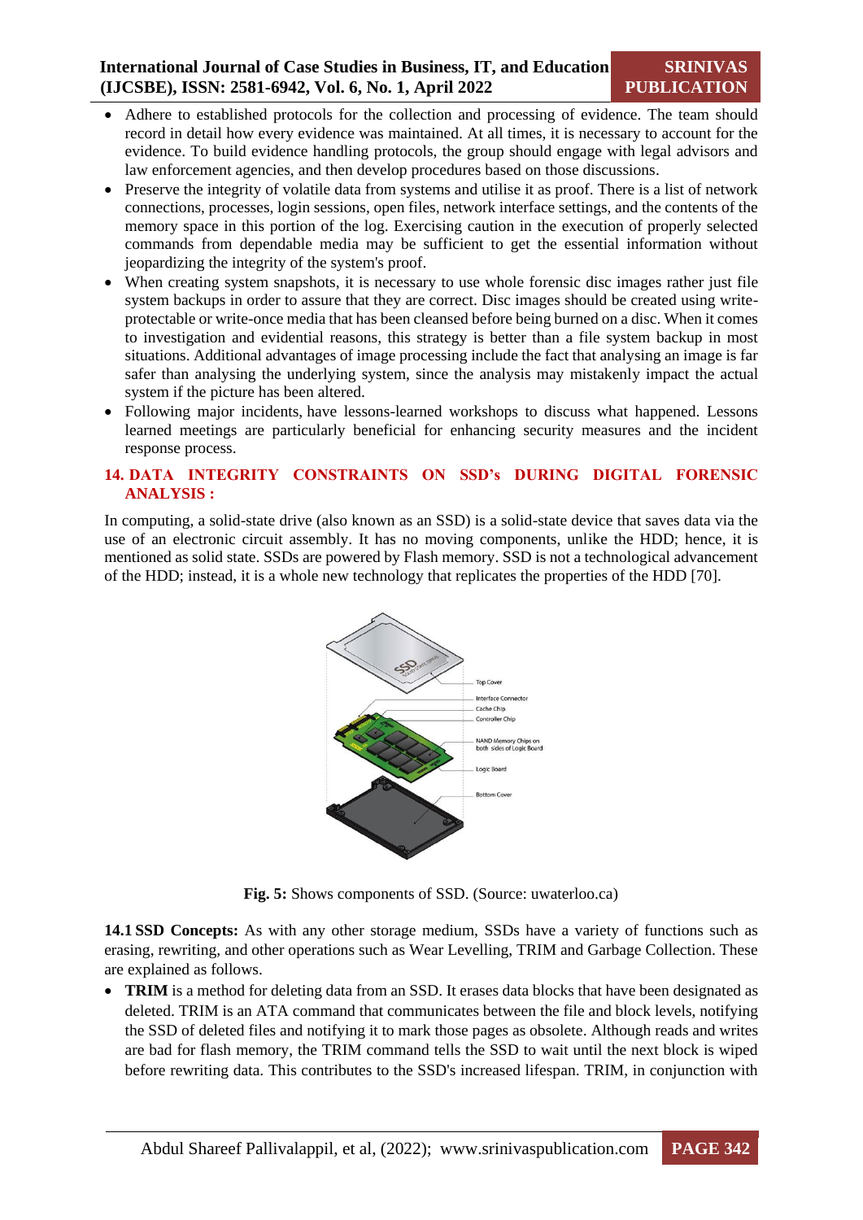- Adhere to established protocols for the collection and processing of evidence. The team should record in detail how every evidence was maintained. At all times, it is necessary to account for the evidence. To build evidence handling protocols, the group should engage with legal advisors and law enforcement agencies, and then develop procedures based on those discussions.
- Preserve the integrity of volatile data from systems and utilise it as proof. There is a list of network connections, processes, login sessions, open files, network interface settings, and the contents of the memory space in this portion of the log. Exercising caution in the execution of properly selected commands from dependable media may be sufficient to get the essential information without jeopardizing the integrity of the system's proof.
- When creating system snapshots, it is necessary to use whole forensic disc images rather just file system backups in order to assure that they are correct. Disc images should be created using write-protectable or write-once media that has been cleansed before being burned on a disc. When it comes to investigation and evidential reasons, this strategy is better than a file system backup in most situations. Additional advantages of image processing include the fact that analysing an image is far safer than analysing the underlying system, since the analysis may mistakenly impact the actual system if the picture has been altered.
- Following major incidents, have lessons-learned workshops to discuss what happened. Lessons learned meetings are particularly beneficial for enhancing security measures and the incident response process.

## 14. DATA INTEGRITY CONSTRAINTS ON SSD's DURING DIGITAL FORENSIC ANALYSIS :

In computing, a solid-state drive (also known as an SSD) is a solid-state device that saves data via the use of an electronic circuit assembly. It has no moving components, unlike the HDD; hence, it is mentioned as solid state. SSDs are powered by Flash memory. SSD is not a technological advancement of the HDD; instead, it is a whole new technology that replicates the properties of the HDD [70].

**Fig. 5:** Shows components of SSD. (Source: uwaterloo.ca)

**14.1 SSD Concepts:** As with any other storage medium, SSDs have a variety of functions such as erasing, rewriting, and other operations such as Wear Levelling, TRIM and Garbage Collection. These are explained as follows.

- **TRIM** is a method for deleting data from an SSD. It erases data blocks that have been designated as deleted. TRIM is an ATA command that communicates between the file and block levels, notifying the SSD of deleted files and notifying it to mark those pages as obsolete. Although reads and writes are bad for flash memory, the TRIM command tells the SSD to wait until the next block is wiped before rewriting data. This contributes to the SSD's increased lifespan. TRIM, in conjunction with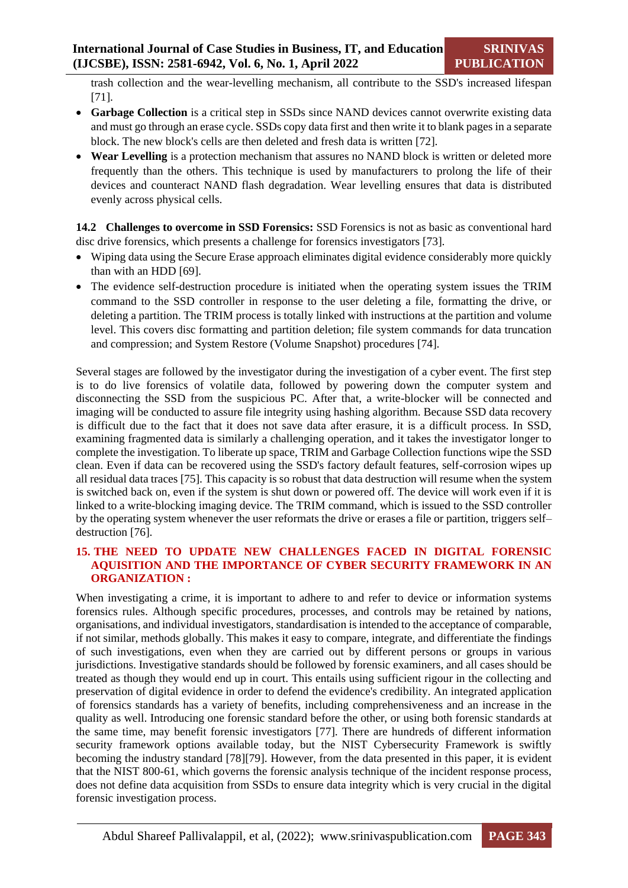trash collection and the wear-levelling mechanism, all contribute to the SSD's increased lifespan [71].

- **Garbage Collection** is a critical step in SSDs since NAND devices cannot overwrite existing data and must go through an erase cycle. SSDs copy data first and then write it to blank pages in a separate block. The new block's cells are then deleted and fresh data is written [72].
- **Wear Levelling** is a protection mechanism that assures no NAND block is written or deleted more frequently than the others. This technique is used by manufacturers to prolong the life of their devices and counteract NAND flash degradation. Wear levelling ensures that data is distributed evenly across physical cells.

**14.2 Challenges to overcome in SSD Forensics:** SSD Forensics is not as basic as conventional hard disc drive forensics, which presents a challenge for forensics investigators [73].

- Wiping data using the Secure Erase approach eliminates digital evidence considerably more quickly than with an HDD [69].
- The evidence self-destruction procedure is initiated when the operating system issues the TRIM command to the SSD controller in response to the user deleting a file, formatting the drive, or deleting a partition. The TRIM process is totally linked with instructions at the partition and volume level. This covers disc formatting and partition deletion; file system commands for data truncation and compression; and System Restore (Volume Snapshot) procedures [74].

Several stages are followed by the investigator during the investigation of a cyber event. The first step is to do live forensics of volatile data, followed by powering down the computer system and disconnecting the SSD from the suspicious PC. After that, a write-blocker will be connected and imaging will be conducted to assure file integrity using hashing algorithm. Because SSD data recovery is difficult due to the fact that it does not save data after erasure, it is a difficult process. In SSD, examining fragmented data is similarly a challenging operation, and it takes the investigator longer to complete the investigation. To liberate up space, TRIM and Garbage Collection functions wipe the SSD clean. Even if data can be recovered using the SSD's factory default features, self-corrosion wipes up all residual data traces [75]. This capacity is so robust that data destruction will resume when the system is switched back on, even if the system is shut down or powered off. The device will work even if it is linked to a write-blocking imaging device. The TRIM command, which is issued to the SSD controller by the operating system whenever the user reformats the drive or erases a file or partition, triggers self–destruction [76].

## 15. THE NEED TO UPDATE NEW CHALLENGES FACED IN DIGITAL FORENSIC AQUISITION AND THE IMPORTANCE OF CYBER SECURITY FRAMEWORK IN AN ORGANIZATION :

When investigating a crime, it is important to adhere to and refer to device or information systems forensics rules. Although specific procedures, processes, and controls may be retained by nations, organisations, and individual investigators, standardisation is intended to the acceptance of comparable, if not similar, methods globally. This makes it easy to compare, integrate, and differentiate the findings of such investigations, even when they are carried out by different persons or groups in various jurisdictions. Investigative standards should be followed by forensic examiners, and all cases should be treated as though they would end up in court. This entails using sufficient rigour in the collecting and preservation of digital evidence in order to defend the evidence's credibility. An integrated application of forensics standards has a variety of benefits, including comprehensiveness and an increase in the quality as well. Introducing one forensic standard before the other, or using both forensic standards at the same time, may benefit forensic investigators [77]. There are hundreds of different information security framework options available today, but the NIST Cybersecurity Framework is swiftly becoming the industry standard [78][79]. However, from the data presented in this paper, it is evident that the NIST 800-61, which governs the forensic analysis technique of the incident response process, does not define data acquisition from SSDs to ensure data integrity which is very crucial in the digital forensic investigation process.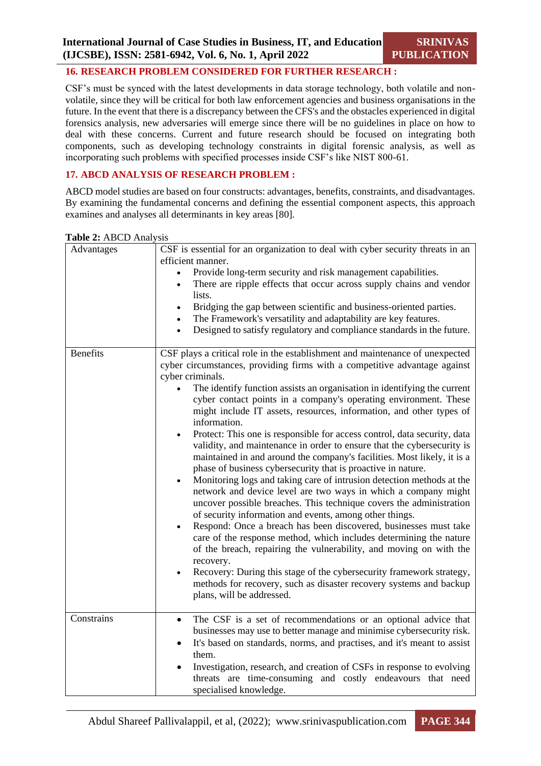## 16. RESEARCH PROBLEM CONSIDERED FOR FURTHER RESEARCH :

CSF's must be synced with the latest developments in data storage technology, both volatile and non-volatile, since they will be critical for both law enforcement agencies and business organisations in the future. In the event that there is a discrepancy between the CFS's and the obstacles experienced in digital forensics analysis, new adversaries will emerge since there will be no guidelines in place on how to deal with these concerns. Current and future research should be focused on integrating both components, such as developing technology constraints in digital forensic analysis, as well as incorporating such problems with specified processes inside CSF's like NIST 800-61.

## 17. ABCD ANALYSIS OF RESEARCH PROBLEM :

ABCD model studies are based on four constructs: advantages, benefits, constraints, and disadvantages. By examining the fundamental concerns and defining the essential component aspects, this approach examines and analyses all determinants in key areas [80].

**Table 2:** ABCD Analysis

| | |
|---|---|
| Advantages | CSF is essential for an organization to deal with cyber security threats in an efficient manner.<br>• Provide long-term security and risk management capabilities.<br>• There are ripple effects that occur across supply chains and vendor lists.<br>• Bridging the gap between scientific and business-oriented parties.<br>• The Framework's versatility and adaptability are key features.<br>• Designed to satisfy regulatory and compliance standards in the future. |
| Benefits | CSF plays a critical role in the establishment and maintenance of unexpected cyber circumstances, providing firms with a competitive advantage against cyber criminals.<br>• The identify function assists an organisation in identifying the current cyber contact points in a company's operating environment. These might include IT assets, resources, information, and other types of information.<br>• Protect: This one is responsible for access control, data security, data validity, and maintenance in order to ensure that the cybersecurity is maintained in and around the company's facilities. Most likely, it is a phase of business cybersecurity that is proactive in nature.<br>• Monitoring logs and taking care of intrusion detection methods at the network and device level are two ways in which a company might uncover possible breaches. This technique covers the administration of security information and events, among other things.<br>• Respond: Once a breach has been discovered, businesses must take care of the response method, which includes determining the nature of the breach, repairing the vulnerability, and moving on with the recovery.<br>• Recovery: During this stage of the cybersecurity framework strategy, methods for recovery, such as disaster recovery systems and backup plans, will be addressed. |
| Constrains | • The CSF is a set of recommendations or an optional advice that businesses may use to better manage and minimise cybersecurity risk.<br>• It's based on standards, norms, and practises, and it's meant to assist them.<br>• Investigation, research, and creation of CSFs in response to evolving threats are time-consuming and costly endeavours that need specialised knowledge. |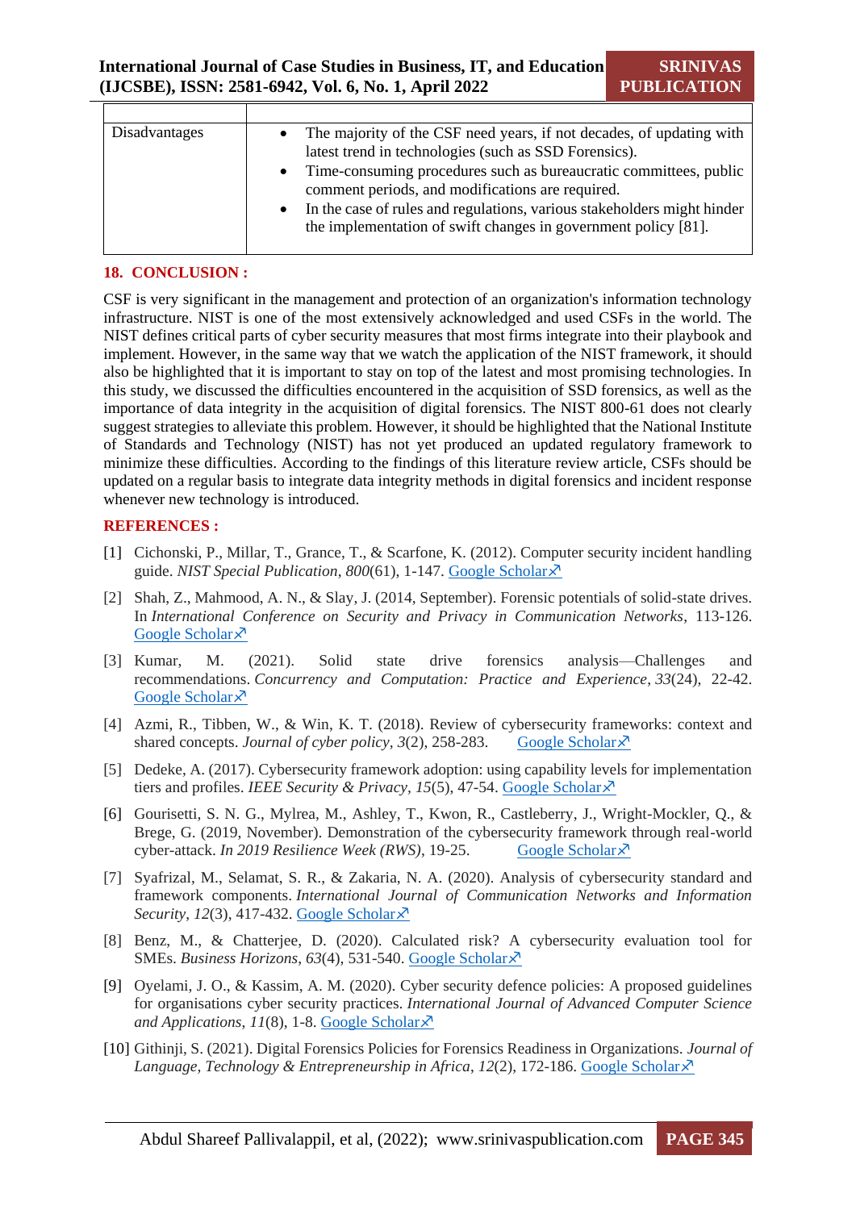| | |
|---|---|
| Disadvantages | • The majority of the CSF need years, if not decades, of updating with latest trend in technologies (such as SSD Forensics).<br>• Time-consuming procedures such as bureaucratic committees, public comment periods, and modifications are required.<br>• In the case of rules and regulations, various stakeholders might hinder the implementation of swift changes in government policy [81]. |

## 18. CONCLUSION :

CSF is very significant in the management and protection of an organization's information technology infrastructure. NIST is one of the most extensively acknowledged and used CSFs in the world. The NIST defines critical parts of cyber security measures that most firms integrate into their playbook and implement. However, in the same way that we watch the application of the NIST framework, it should also be highlighted that it is important to stay on top of the latest and most promising technologies. In this study, we discussed the difficulties encountered in the acquisition of SSD forensics, as well as the importance of data integrity in the acquisition of digital forensics. The NIST 800-61 does not clearly suggest strategies to alleviate this problem. However, it should be highlighted that the National Institute of Standards and Technology (NIST) has not yet produced an updated regulatory framework to minimize these difficulties. According to the findings of this literature review article, CSFs should be updated on a regular basis to integrate data integrity methods in digital forensics and incident response whenever new technology is introduced.

## REFERENCES :

[1] Cichonski, P., Millar, T., Grance, T., & Scarfone, K. (2012). Computer security incident handling guide. *NIST Special Publication*, *800*(61), 1-147. Google Scholar

[2] Shah, Z., Mahmood, A. N., & Slay, J. (2014, September). Forensic potentials of solid-state drives. In *International Conference on Security and Privacy in Communication Networks*, 113-126. Google Scholar

[3] Kumar, M. (2021). Solid state drive forensics analysis—Challenges and recommendations. *Concurrency and Computation: Practice and Experience*, *33*(24), 22-42. Google Scholar

[4] Azmi, R., Tibben, W., & Win, K. T. (2018). Review of cybersecurity frameworks: context and shared concepts. *Journal of cyber policy, 3*(2), 258-283. Google Scholar

[5] Dedeke, A. (2017). Cybersecurity framework adoption: using capability levels for implementation tiers and profiles. *IEEE Security & Privacy*, *15*(5), 47-54. Google Scholar

[6] Gourisetti, S. N. G., Mylrea, M., Ashley, T., Kwon, R., Castleberry, J., Wright-Mockler, Q., & Brege, G. (2019, November). Demonstration of the cybersecurity framework through real-world cyber-attack. *In 2019 Resilience Week (RWS)*, 19-25. Google Scholar

[7] Syafrizal, M., Selamat, S. R., & Zakaria, N. A. (2020). Analysis of cybersecurity standard and framework components. *International Journal of Communication Networks and Information Security*, *12*(3), 417-432. Google Scholar

[8] Benz, M., & Chatterjee, D. (2020). Calculated risk? A cybersecurity evaluation tool for SMEs. *Business Horizons*, *63*(4), 531-540. Google Scholar

[9] Oyelami, J. O., & Kassim, A. M. (2020). Cyber security defence policies: A proposed guidelines for organisations cyber security practices. *International Journal of Advanced Computer Science and Applications*, *11*(8), 1-8. Google Scholar

[10] Githinji, S. (2021). Digital Forensics Policies for Forensics Readiness in Organizations. *Journal of Language, Technology & Entrepreneurship in Africa*, *12*(2), 172-186. Google Scholar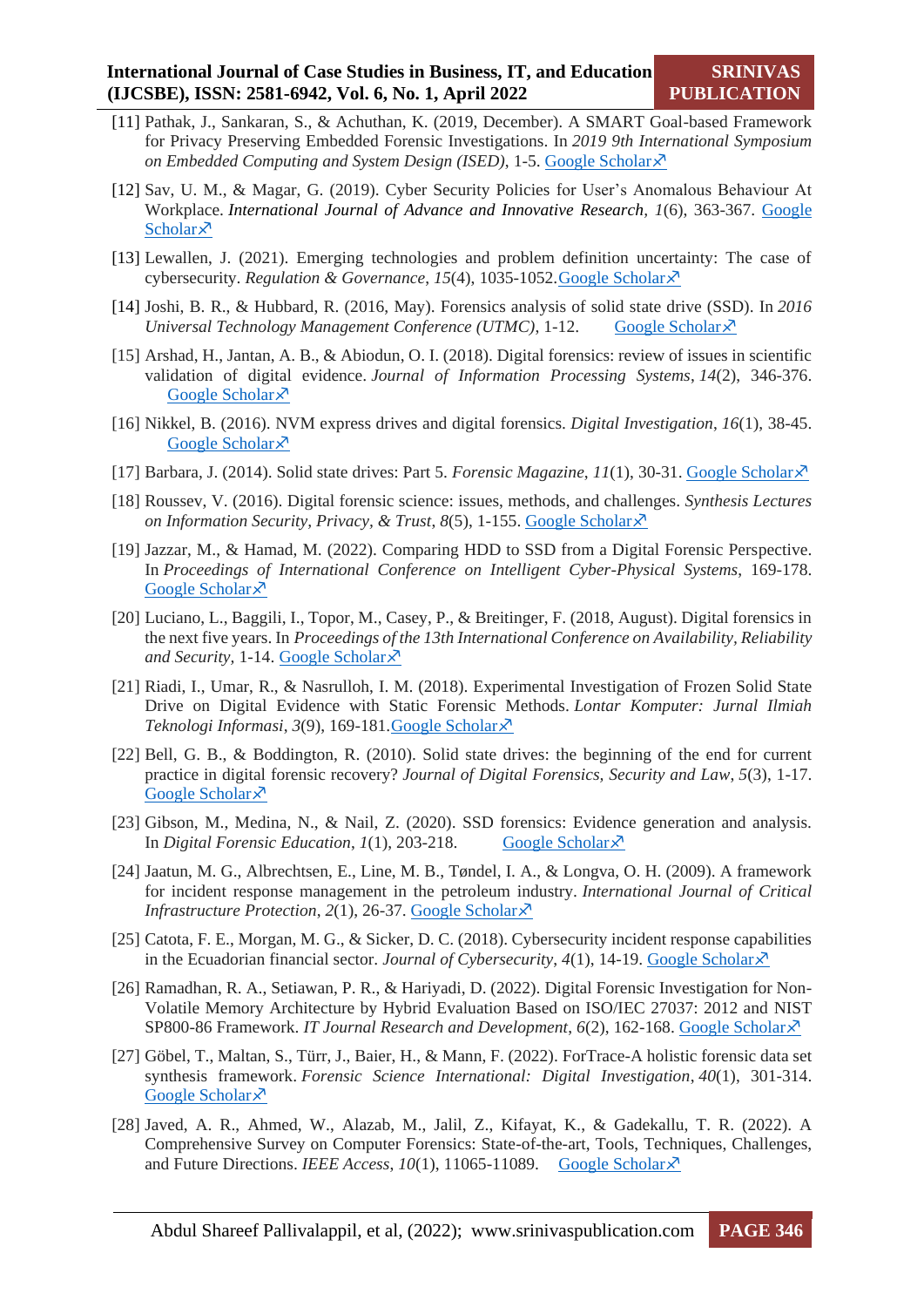[11] Pathak, J., Sankaran, S., & Achuthan, K. (2019, December). A SMART Goal-based Framework for Privacy Preserving Embedded Forensic Investigations. In *2019 9th International Symposium on Embedded Computing and System Design (ISED)*, 1-5. Google Scholar↗

[12] Sav, U. M., & Magar, G. (2019). Cyber Security Policies for User's Anomalous Behaviour At Workplace. *International Journal of Advance and Innovative Research*, *1*(6), 363-367. Google Scholar↗

[13] Lewallen, J. (2021). Emerging technologies and problem definition uncertainty: The case of cybersecurity. *Regulation & Governance*, *15*(4), 1035-1052. Google Scholar↗

[14] Joshi, B. R., & Hubbard, R. (2016, May). Forensics analysis of solid state drive (SSD). In *2016 Universal Technology Management Conference (UTMC)*, 1-12. Google Scholar↗

[15] Arshad, H., Jantan, A. B., & Abiodun, O. I. (2018). Digital forensics: review of issues in scientific validation of digital evidence. *Journal of Information Processing Systems*, *14*(2), 346-376. Google Scholar↗

[16] Nikkel, B. (2016). NVM express drives and digital forensics. *Digital Investigation*, *16*(1), 38-45. Google Scholar↗

[17] Barbara, J. (2014). Solid state drives: Part 5. *Forensic Magazine*, *11*(1), 30-31. Google Scholar↗

[18] Roussev, V. (2016). Digital forensic science: issues, methods, and challenges. *Synthesis Lectures on Information Security, Privacy, & Trust*, *8*(5), 1-155. Google Scholar↗

[19] Jazzar, M., & Hamad, M. (2022). Comparing HDD to SSD from a Digital Forensic Perspective. In *Proceedings of International Conference on Intelligent Cyber-Physical Systems*, 169-178. Google Scholar↗

[20] Luciano, L., Baggili, I., Topor, M., Casey, P., & Breitinger, F. (2018, August). Digital forensics in the next five years. In *Proceedings of the 13th International Conference on Availability, Reliability and Security*, 1-14. Google Scholar↗

[21] Riadi, I., Umar, R., & Nasrulloh, I. M. (2018). Experimental Investigation of Frozen Solid State Drive on Digital Evidence with Static Forensic Methods. *Lontar Komputer: Jurnal Ilmiah Teknologi Informasi*, *3*(9), 169-181. Google Scholar↗

[22] Bell, G. B., & Boddington, R. (2010). Solid state drives: the beginning of the end for current practice in digital forensic recovery? *Journal of Digital Forensics, Security and Law*, *5*(3), 1-17. Google Scholar↗

[23] Gibson, M., Medina, N., & Nail, Z. (2020). SSD forensics: Evidence generation and analysis. In *Digital Forensic Education*, *1*(1), 203-218. Google Scholar↗

[24] Jaatun, M. G., Albrechtsen, E., Line, M. B., Tøndel, I. A., & Longva, O. H. (2009). A framework for incident response management in the petroleum industry. *International Journal of Critical Infrastructure Protection*, *2*(1), 26-37. Google Scholar↗

[25] Catota, F. E., Morgan, M. G., & Sicker, D. C. (2018). Cybersecurity incident response capabilities in the Ecuadorian financial sector. *Journal of Cybersecurity*, *4*(1), 14-19. Google Scholar↗

[26] Ramadhan, R. A., Setiawan, P. R., & Hariyadi, D. (2022). Digital Forensic Investigation for Non-Volatile Memory Architecture by Hybrid Evaluation Based on ISO/IEC 27037: 2012 and NIST SP800-86 Framework. *IT Journal Research and Development*, *6*(2), 162-168. Google Scholar↗

[27] Göbel, T., Maltan, S., Türr, J., Baier, H., & Mann, F. (2022). ForTrace-A holistic forensic data set synthesis framework. *Forensic Science International: Digital Investigation*, *40*(1), 301-314. Google Scholar↗

[28] Javed, A. R., Ahmed, W., Alazab, M., Jalil, Z., Kifayat, K., & Gadekallu, T. R. (2022). A Comprehensive Survey on Computer Forensics: State-of-the-art, Tools, Techniques, Challenges, and Future Directions. *IEEE Access*, *10*(1), 11065-11089. Google Scholar↗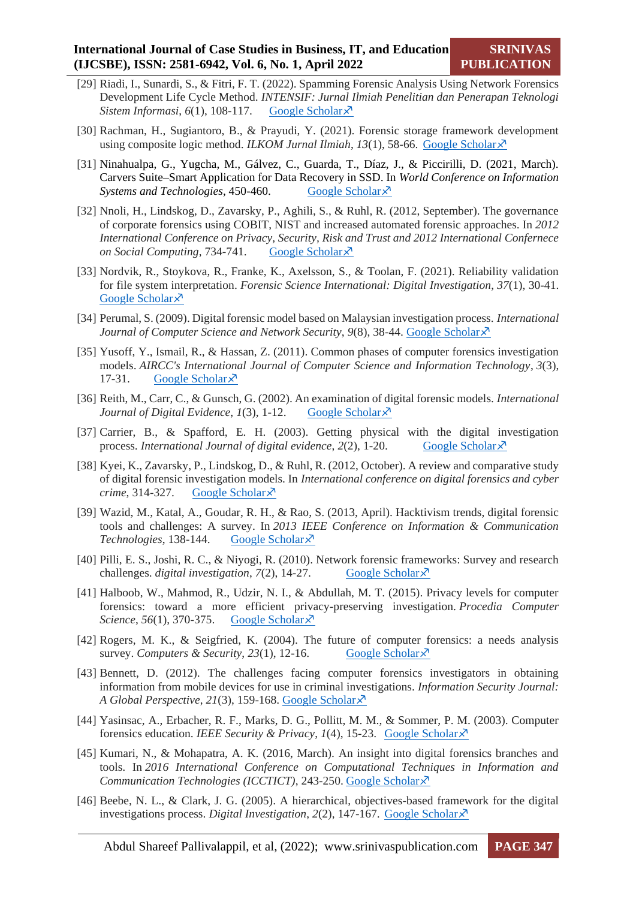[29] Riadi, I., Sunardi, S., & Fitri, F. T. (2022). Spamming Forensic Analysis Using Network Forensics Development Life Cycle Method. *INTENSIF: Jurnal Ilmiah Penelitian dan Penerapan Teknologi Sistem Informasi*, *6*(1), 108-117. Google Scholar↗

[30] Rachman, H., Sugiantoro, B., & Prayudi, Y. (2021). Forensic storage framework development using composite logic method. *ILKOM Jurnal Ilmiah*, *13*(1), 58-66. Google Scholar↗

[31] Ninahualpa, G., Yugcha, M., Gálvez, C., Guarda, T., Díaz, J., & Piccirilli, D. (2021, March). Carvers Suite–Smart Application for Data Recovery in SSD. In *World Conference on Information Systems and Technologies*, 450-460. Google Scholar↗

[32] Nnoli, H., Lindskog, D., Zavarsky, P., Aghili, S., & Ruhl, R. (2012, September). The governance of corporate forensics using COBIT, NIST and increased automated forensic approaches. In *2012 International Conference on Privacy, Security, Risk and Trust and 2012 International Confernece on Social Computing*, 734-741. Google Scholar↗

[33] Nordvik, R., Stoykova, R., Franke, K., Axelsson, S., & Toolan, F. (2021). Reliability validation for file system interpretation. *Forensic Science International: Digital Investigation*, *37*(1), 30-41. Google Scholar↗

[34] Perumal, S. (2009). Digital forensic model based on Malaysian investigation process. *International Journal of Computer Science and Network Security*, *9*(8), 38-44. Google Scholar↗

[35] Yusoff, Y., Ismail, R., & Hassan, Z. (2011). Common phases of computer forensics investigation models. *AIRCC's International Journal of Computer Science and Information Technology*, *3*(3), 17-31. Google Scholar↗

[36] Reith, M., Carr, C., & Gunsch, G. (2002). An examination of digital forensic models. *International Journal of Digital Evidence*, *1*(3), 1-12. Google Scholar↗

[37] Carrier, B., & Spafford, E. H. (2003). Getting physical with the digital investigation process. *International Journal of digital evidence*, *2*(2), 1-20. Google Scholar↗

[38] Kyei, K., Zavarsky, P., Lindskog, D., & Ruhl, R. (2012, October). A review and comparative study of digital forensic investigation models. In *International conference on digital forensics and cyber crime*, 314-327. Google Scholar↗

[39] Wazid, M., Katal, A., Goudar, R. H., & Rao, S. (2013, April). Hacktivism trends, digital forensic tools and challenges: A survey. In *2013 IEEE Conference on Information & Communication Technologies*, 138-144. Google Scholar↗

[40] Pilli, E. S., Joshi, R. C., & Niyogi, R. (2010). Network forensic frameworks: Survey and research challenges. *digital investigation*, *7*(2), 14-27. Google Scholar↗

[41] Halboob, W., Mahmod, R., Udzir, N. I., & Abdullah, M. T. (2015). Privacy levels for computer forensics: toward a more efficient privacy-preserving investigation. *Procedia Computer Science*, *56*(1), 370-375. Google Scholar↗

[42] Rogers, M. K., & Seigfried, K. (2004). The future of computer forensics: a needs analysis survey. *Computers & Security*, *23*(1), 12-16. Google Scholar↗

[43] Bennett, D. (2012). The challenges facing computer forensics investigators in obtaining information from mobile devices for use in criminal investigations. *Information Security Journal: A Global Perspective*, *21*(3), 159-168. Google Scholar↗

[44] Yasinsac, A., Erbacher, R. F., Marks, D. G., Pollitt, M. M., & Sommer, P. M. (2003). Computer forensics education. *IEEE Security & Privacy*, *1*(4), 15-23. Google Scholar↗

[45] Kumari, N., & Mohapatra, A. K. (2016, March). An insight into digital forensics branches and tools. In *2016 International Conference on Computational Techniques in Information and Communication Technologies (ICCTICT)*, 243-250. Google Scholar↗

[46] Beebe, N. L., & Clark, J. G. (2005). A hierarchical, objectives-based framework for the digital investigations process. *Digital Investigation*, *2*(2), 147-167. Google Scholar↗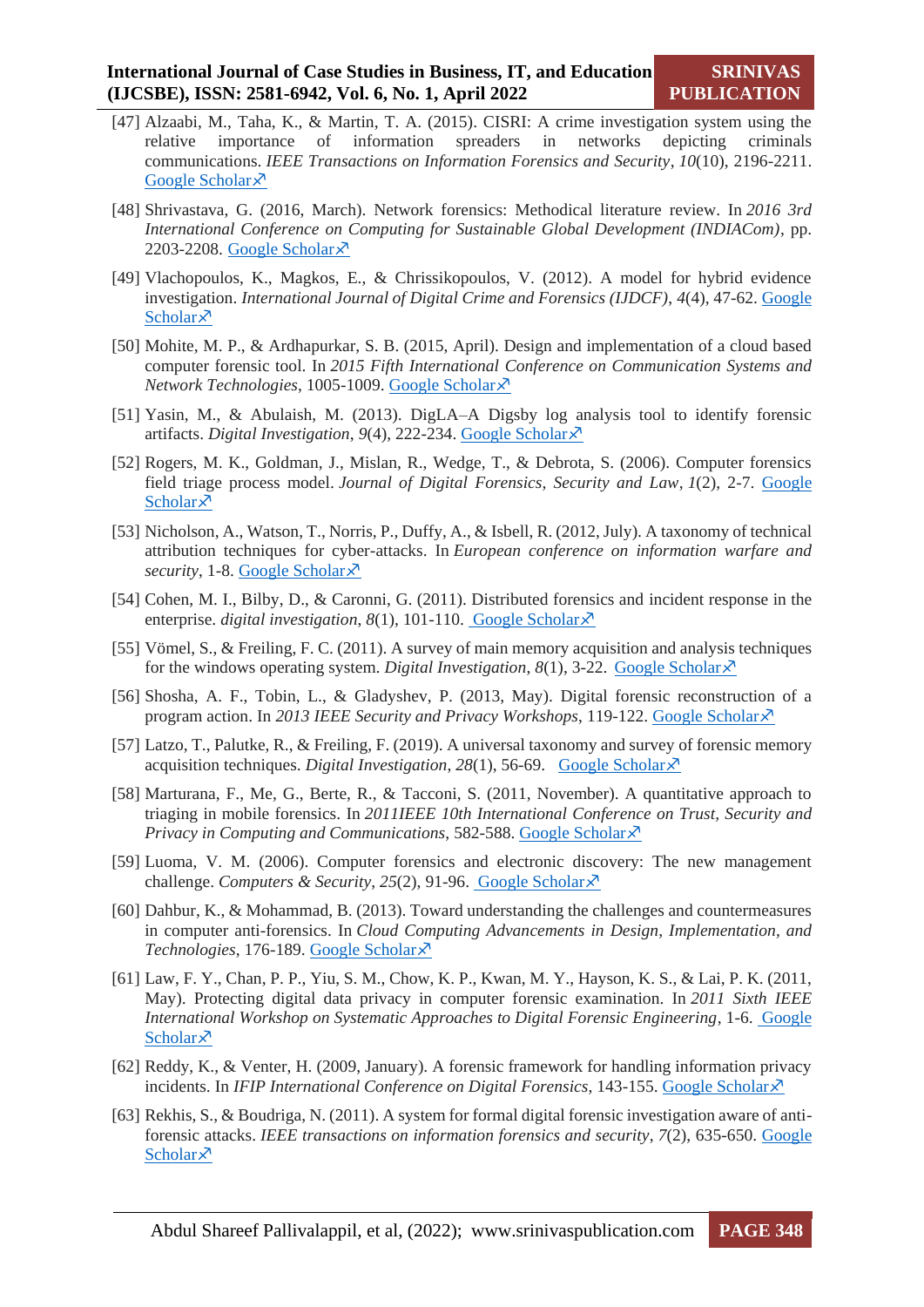[47] Alzaabi, M., Taha, K., & Martin, T. A. (2015). CISRI: A crime investigation system using the relative importance of information spreaders in networks depicting criminals communications. *IEEE Transactions on Information Forensics and Security*, *10*(10), 2196-2211. Google Scholar↗

[48] Shrivastava, G. (2016, March). Network forensics: Methodical literature review. In *2016 3rd International Conference on Computing for Sustainable Global Development (INDIACom)*, pp. 2203-2208. Google Scholar↗

[49] Vlachopoulos, K., Magkos, E., & Chrissikopoulos, V. (2012). A model for hybrid evidence investigation. *International Journal of Digital Crime and Forensics (IJDCF)*, *4*(4), 47-62. Google Scholar↗

[50] Mohite, M. P., & Ardhapurkar, S. B. (2015, April). Design and implementation of a cloud based computer forensic tool. In *2015 Fifth International Conference on Communication Systems and Network Technologies*, 1005-1009. Google Scholar↗

[51] Yasin, M., & Abulaish, M. (2013). DigLA–A Digsby log analysis tool to identify forensic artifacts. *Digital Investigation*, *9*(4), 222-234. Google Scholar↗

[52] Rogers, M. K., Goldman, J., Mislan, R., Wedge, T., & Debrota, S. (2006). Computer forensics field triage process model. *Journal of Digital Forensics, Security and Law*, *1*(2), 2-7. Google Scholar↗

[53] Nicholson, A., Watson, T., Norris, P., Duffy, A., & Isbell, R. (2012, July). A taxonomy of technical attribution techniques for cyber-attacks. In *European conference on information warfare and security*, 1-8. Google Scholar↗

[54] Cohen, M. I., Bilby, D., & Caronni, G. (2011). Distributed forensics and incident response in the enterprise. *digital investigation*, *8*(1), 101-110. Google Scholar↗

[55] Vömel, S., & Freiling, F. C. (2011). A survey of main memory acquisition and analysis techniques for the windows operating system. *Digital Investigation*, *8*(1), 3-22. Google Scholar↗

[56] Shosha, A. F., Tobin, L., & Gladyshev, P. (2013, May). Digital forensic reconstruction of a program action. In *2013 IEEE Security and Privacy Workshops*, 119-122. Google Scholar↗

[57] Latzo, T., Palutke, R., & Freiling, F. (2019). A universal taxonomy and survey of forensic memory acquisition techniques. *Digital Investigation*, *28*(1), 56-69. Google Scholar↗

[58] Marturana, F., Me, G., Berte, R., & Tacconi, S. (2011, November). A quantitative approach to triaging in mobile forensics. In *2011IEEE 10th International Conference on Trust, Security and Privacy in Computing and Communications*, 582-588. Google Scholar↗

[59] Luoma, V. M. (2006). Computer forensics and electronic discovery: The new management challenge. *Computers & Security*, *25*(2), 91-96. Google Scholar↗

[60] Dahbur, K., & Mohammad, B. (2013). Toward understanding the challenges and countermeasures in computer anti-forensics. In *Cloud Computing Advancements in Design, Implementation, and Technologies*, 176-189. Google Scholar↗

[61] Law, F. Y., Chan, P. P., Yiu, S. M., Chow, K. P., Kwan, M. Y., Hayson, K. S., & Lai, P. K. (2011, May). Protecting digital data privacy in computer forensic examination. In *2011 Sixth IEEE International Workshop on Systematic Approaches to Digital Forensic Engineering*, 1-6. Google Scholar↗

[62] Reddy, K., & Venter, H. (2009, January). A forensic framework for handling information privacy incidents. In *IFIP International Conference on Digital Forensics*, 143-155. Google Scholar↗

[63] Rekhis, S., & Boudriga, N. (2011). A system for formal digital forensic investigation aware of anti-forensic attacks. *IEEE transactions on information forensics and security*, *7*(2), 635-650. Google Scholar↗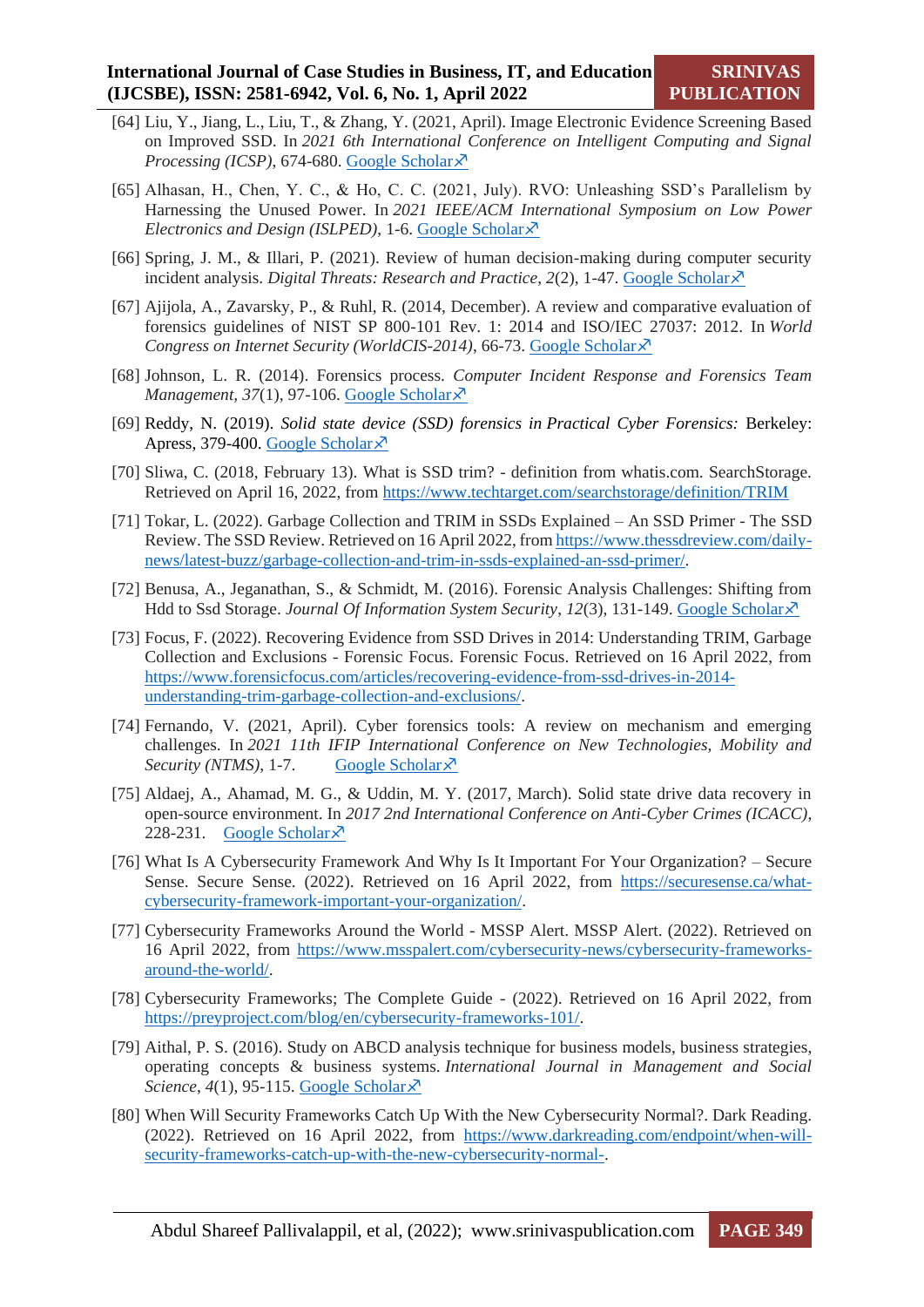[64] Liu, Y., Jiang, L., Liu, T., & Zhang, Y. (2021, April). Image Electronic Evidence Screening Based on Improved SSD. In *2021 6th International Conference on Intelligent Computing and Signal Processing (ICSP)*, 674-680. Google Scholar↗

[65] Alhasan, H., Chen, Y. C., & Ho, C. C. (2021, July). RVO: Unleashing SSD's Parallelism by Harnessing the Unused Power. In *2021 IEEE/ACM International Symposium on Low Power Electronics and Design (ISLPED)*, 1-6. Google Scholar↗

[66] Spring, J. M., & Illari, P. (2021). Review of human decision-making during computer security incident analysis. *Digital Threats: Research and Practice*, *2*(2), 1-47. Google Scholar↗

[67] Ajijola, A., Zavarsky, P., & Ruhl, R. (2014, December). A review and comparative evaluation of forensics guidelines of NIST SP 800-101 Rev. 1: 2014 and ISO/IEC 27037: 2012. In *World Congress on Internet Security (WorldCIS-2014)*, 66-73. Google Scholar↗

[68] Johnson, L. R. (2014). Forensics process. *Computer Incident Response and Forensics Team Management*, *37*(1), 97-106. Google Scholar↗

[69] Reddy, N. (2019). *Solid state device (SSD) forensics in Practical Cyber Forensics:* Berkeley: Apress, 379-400. Google Scholar↗

[70] Sliwa, C. (2018, February 13). What is SSD trim? - definition from whatis.com. SearchStorage. Retrieved on April 16, 2022, from https://www.techtarget.com/searchstorage/definition/TRIM

[71] Tokar, L. (2022). Garbage Collection and TRIM in SSDs Explained – An SSD Primer - The SSD Review. The SSD Review. Retrieved on 16 April 2022, from https://www.thessdreview.com/daily-news/latest-buzz/garbage-collection-and-trim-in-ssds-explained-an-ssd-primer/.

[72] Benusa, A., Jeganathan, S., & Schmidt, M. (2016). Forensic Analysis Challenges: Shifting from Hdd to Ssd Storage. *Journal Of Information System Security*, *12*(3), 131-149. Google Scholar↗

[73] Focus, F. (2022). Recovering Evidence from SSD Drives in 2014: Understanding TRIM, Garbage Collection and Exclusions - Forensic Focus. Forensic Focus. Retrieved on 16 April 2022, from https://www.forensicfocus.com/articles/recovering-evidence-from-ssd-drives-in-2014-understanding-trim-garbage-collection-and-exclusions/.

[74] Fernando, V. (2021, April). Cyber forensics tools: A review on mechanism and emerging challenges. In *2021 11th IFIP International Conference on New Technologies, Mobility and Security (NTMS)*, 1-7. Google Scholar↗

[75] Aldaej, A., Ahamad, M. G., & Uddin, M. Y. (2017, March). Solid state drive data recovery in open-source environment. In *2017 2nd International Conference on Anti-Cyber Crimes (ICACC)*, 228-231. Google Scholar↗

[76] What Is A Cybersecurity Framework And Why Is It Important For Your Organization? – Secure Sense. Secure Sense. (2022). Retrieved on 16 April 2022, from https://securesense.ca/what-cybersecurity-framework-important-your-organization/.

[77] Cybersecurity Frameworks Around the World - MSSP Alert. MSSP Alert. (2022). Retrieved on 16 April 2022, from https://www.msspalert.com/cybersecurity-news/cybersecurity-frameworks-around-the-world/.

[78] Cybersecurity Frameworks; The Complete Guide - (2022). Retrieved on 16 April 2022, from https://preyproject.com/blog/en/cybersecurity-frameworks-101/.

[79] Aithal, P. S. (2016). Study on ABCD analysis technique for business models, business strategies, operating concepts & business systems. *International Journal in Management and Social Science*, *4*(1), 95-115. Google Scholar↗

[80] When Will Security Frameworks Catch Up With the New Cybersecurity Normal?. Dark Reading. (2022). Retrieved on 16 April 2022, from https://www.darkreading.com/endpoint/when-will-security-frameworks-catch-up-with-the-new-cybersecurity-normal-.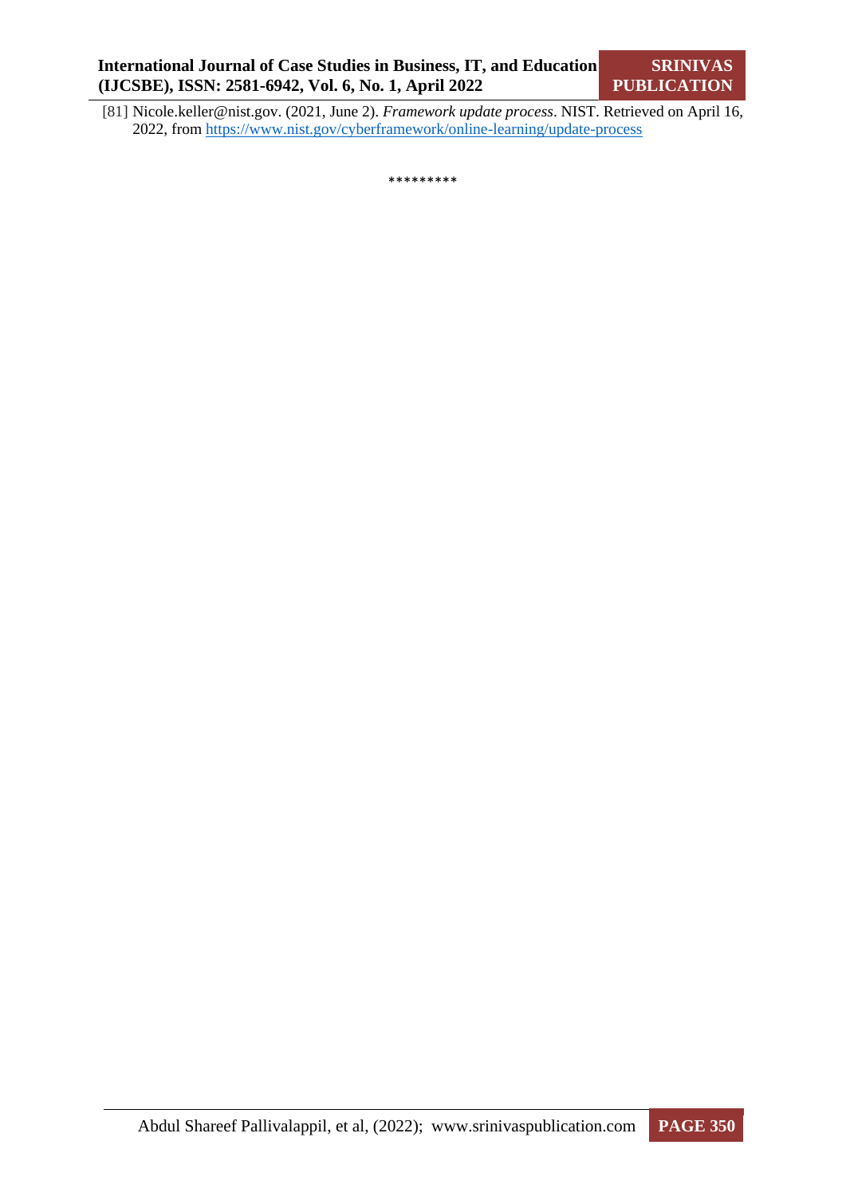[81] Nicole.keller@nist.gov. (2021, June 2). *Framework update process*. NIST. Retrieved on April 16, 2022, from https://www.nist.gov/cyberframework/online-learning/update-process

*********